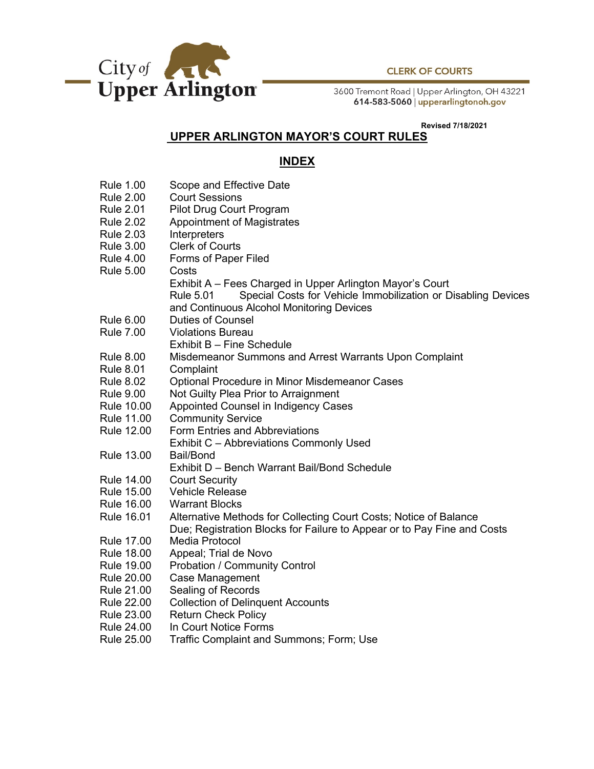City of Upper Arlington

**CLERK OF COURTS**

3600 Tremont Road | Upper Arlington, OH 43221
**614-583-5060** | upperarlingtonoh.gov

**Revised 7/18/2021**

# UPPER ARLINGTON MAYOR'S COURT RULES

## INDEX

| | |
|---|---|
| Rule 1.00 | Scope and Effective Date |
| Rule 2.00 | Court Sessions |
| Rule 2.01 | Pilot Drug Court Program |
| Rule 2.02 | Appointment of Magistrates |
| Rule 2.03 | Interpreters |
| Rule 3.00 | Clerk of Courts |
| Rule 4.00 | Forms of Paper Filed |
| Rule 5.00 | Costs |
| | Exhibit A – Fees Charged in Upper Arlington Mayor's Court |
| | Rule 5.01 Special Costs for Vehicle Immobilization or Disabling Devices and Continuous Alcohol Monitoring Devices |
| Rule 6.00 | Duties of Counsel |
| Rule 7.00 | Violations Bureau |
| | Exhibit B – Fine Schedule |
| Rule 8.00 | Misdemeanor Summons and Arrest Warrants Upon Complaint |
| Rule 8.01 | Complaint |
| Rule 8.02 | Optional Procedure in Minor Misdemeanor Cases |
| Rule 9.00 | Not Guilty Plea Prior to Arraignment |
| Rule 10.00 | Appointed Counsel in Indigency Cases |
| Rule 11.00 | Community Service |
| Rule 12.00 | Form Entries and Abbreviations |
| | Exhibit C – Abbreviations Commonly Used |
| Rule 13.00 | Bail/Bond |
| | Exhibit D – Bench Warrant Bail/Bond Schedule |
| Rule 14.00 | Court Security |
| Rule 15.00 | Vehicle Release |
| Rule 16.00 | Warrant Blocks |
| Rule 16.01 | Alternative Methods for Collecting Court Costs; Notice of Balance Due; Registration Blocks for Failure to Appear or to Pay Fine and Costs |
| Rule 17.00 | Media Protocol |
| Rule 18.00 | Appeal; Trial de Novo |
| Rule 19.00 | Probation / Community Control |
| Rule 20.00 | Case Management |
| Rule 21.00 | Sealing of Records |
| Rule 22.00 | Collection of Delinquent Accounts |
| Rule 23.00 | Return Check Policy |
| Rule 24.00 | In Court Notice Forms |
| Rule 25.00 | Traffic Complaint and Summons; Form; Use |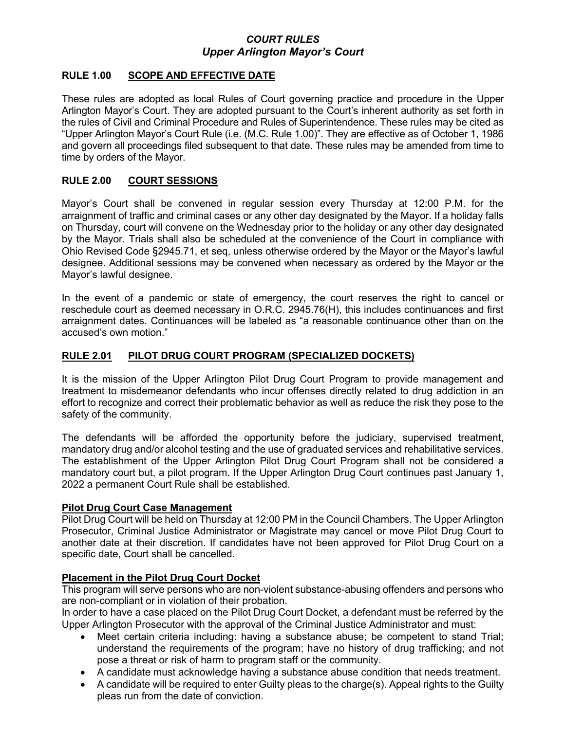# *COURT RULES*
## *Upper Arlington Mayor's Court*

### RULE 1.00 SCOPE AND EFFECTIVE DATE

These rules are adopted as local Rules of Court governing practice and procedure in the Upper Arlington Mayor's Court. They are adopted pursuant to the Court's inherent authority as set forth in the rules of Civil and Criminal Procedure and Rules of Superintendence. These rules may be cited as "Upper Arlington Mayor's Court Rule (i.e. (M.C. Rule 1.00)". They are effective as of October 1, 1986 and govern all proceedings filed subsequent to that date. These rules may be amended from time to time by orders of the Mayor.

### RULE 2.00 COURT SESSIONS

Mayor's Court shall be convened in regular session every Thursday at 12:00 P.M. for the arraignment of traffic and criminal cases or any other day designated by the Mayor. If a holiday falls on Thursday, court will convene on the Wednesday prior to the holiday or any other day designated by the Mayor. Trials shall also be scheduled at the convenience of the Court in compliance with Ohio Revised Code §2945.71, et seq, unless otherwise ordered by the Mayor or the Mayor's lawful designee. Additional sessions may be convened when necessary as ordered by the Mayor or the Mayor's lawful designee.

In the event of a pandemic or state of emergency, the court reserves the right to cancel or reschedule court as deemed necessary in O.R.C. 2945.76(H), this includes continuances and first arraignment dates. Continuances will be labeled as "a reasonable continuance other than on the accused's own motion."

### RULE 2.01 PILOT DRUG COURT PROGRAM (SPECIALIZED DOCKETS)

It is the mission of the Upper Arlington Pilot Drug Court Program to provide management and treatment to misdemeanor defendants who incur offenses directly related to drug addiction in an effort to recognize and correct their problematic behavior as well as reduce the risk they pose to the safety of the community.

The defendants will be afforded the opportunity before the judiciary, supervised treatment, mandatory drug and/or alcohol testing and the use of graduated services and rehabilitative services. The establishment of the Upper Arlington Pilot Drug Court Program shall not be considered a mandatory court but, a pilot program. If the Upper Arlington Drug Court continues past January 1, 2022 a permanent Court Rule shall be established.

**Pilot Drug Court Case Management**

Pilot Drug Court will be held on Thursday at 12:00 PM in the Council Chambers. The Upper Arlington Prosecutor, Criminal Justice Administrator or Magistrate may cancel or move Pilot Drug Court to another date at their discretion. If candidates have not been approved for Pilot Drug Court on a specific date, Court shall be cancelled.

**Placement in the Pilot Drug Court Docket**

This program will serve persons who are non-violent substance-abusing offenders and persons who are non-compliant or in violation of their probation.

In order to have a case placed on the Pilot Drug Court Docket, a defendant must be referred by the Upper Arlington Prosecutor with the approval of the Criminal Justice Administrator and must:

- Meet certain criteria including: having a substance abuse; be competent to stand Trial; understand the requirements of the program; have no history of drug trafficking; and not pose a threat or risk of harm to program staff or the community.
- A candidate must acknowledge having a substance abuse condition that needs treatment.
- A candidate will be required to enter Guilty pleas to the charge(s). Appeal rights to the Guilty pleas run from the date of conviction.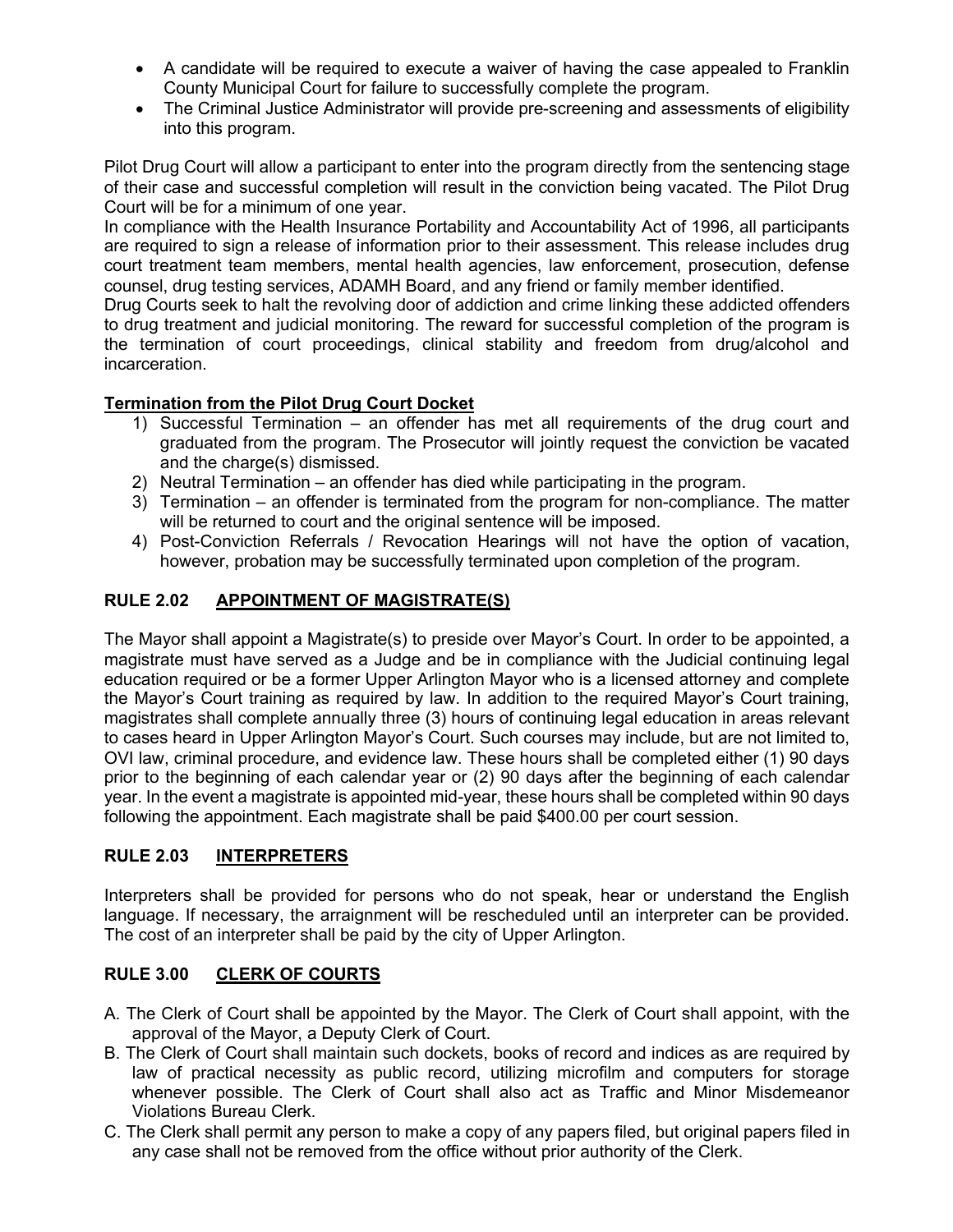- A candidate will be required to execute a waiver of having the case appealed to Franklin County Municipal Court for failure to successfully complete the program.
- The Criminal Justice Administrator will provide pre-screening and assessments of eligibility into this program.

Pilot Drug Court will allow a participant to enter into the program directly from the sentencing stage of their case and successful completion will result in the conviction being vacated. The Pilot Drug Court will be for a minimum of one year.
In compliance with the Health Insurance Portability and Accountability Act of 1996, all participants are required to sign a release of information prior to their assessment. This release includes drug court treatment team members, mental health agencies, law enforcement, prosecution, defense counsel, drug testing services, ADAMH Board, and any friend or family member identified.
Drug Courts seek to halt the revolving door of addiction and crime linking these addicted offenders to drug treatment and judicial monitoring. The reward for successful completion of the program is the termination of court proceedings, clinical stability and freedom from drug/alcohol and incarceration.

**<u>Termination from the Pilot Drug Court Docket</u>**

1) Successful Termination – an offender has met all requirements of the drug court and graduated from the program. The Prosecutor will jointly request the conviction be vacated and the charge(s) dismissed.
2) Neutral Termination – an offender has died while participating in the program.
3) Termination – an offender is terminated from the program for non-compliance. The matter will be returned to court and the original sentence will be imposed.
4) Post-Conviction Referrals / Revocation Hearings will not have the option of vacation, however, probation may be successfully terminated upon completion of the program.

## RULE 2.02 APPOINTMENT OF MAGISTRATE(S)

The Mayor shall appoint a Magistrate(s) to preside over Mayor's Court. In order to be appointed, a magistrate must have served as a Judge and be in compliance with the Judicial continuing legal education required or be a former Upper Arlington Mayor who is a licensed attorney and complete the Mayor's Court training as required by law. In addition to the required Mayor's Court training, magistrates shall complete annually three (3) hours of continuing legal education in areas relevant to cases heard in Upper Arlington Mayor's Court. Such courses may include, but are not limited to, OVI law, criminal procedure, and evidence law. These hours shall be completed either (1) 90 days prior to the beginning of each calendar year or (2) 90 days after the beginning of each calendar year. In the event a magistrate is appointed mid-year, these hours shall be completed within 90 days following the appointment. Each magistrate shall be paid $400.00 per court session.

## RULE 2.03 INTERPRETERS

Interpreters shall be provided for persons who do not speak, hear or understand the English language. If necessary, the arraignment will be rescheduled until an interpreter can be provided. The cost of an interpreter shall be paid by the city of Upper Arlington.

## RULE 3.00 CLERK OF COURTS

A. The Clerk of Court shall be appointed by the Mayor. The Clerk of Court shall appoint, with the approval of the Mayor, a Deputy Clerk of Court.
B. The Clerk of Court shall maintain such dockets, books of record and indices as are required by law of practical necessity as public record, utilizing microfilm and computers for storage whenever possible. The Clerk of Court shall also act as Traffic and Minor Misdemeanor Violations Bureau Clerk.
C. The Clerk shall permit any person to make a copy of any papers filed, but original papers filed in any case shall not be removed from the office without prior authority of the Clerk.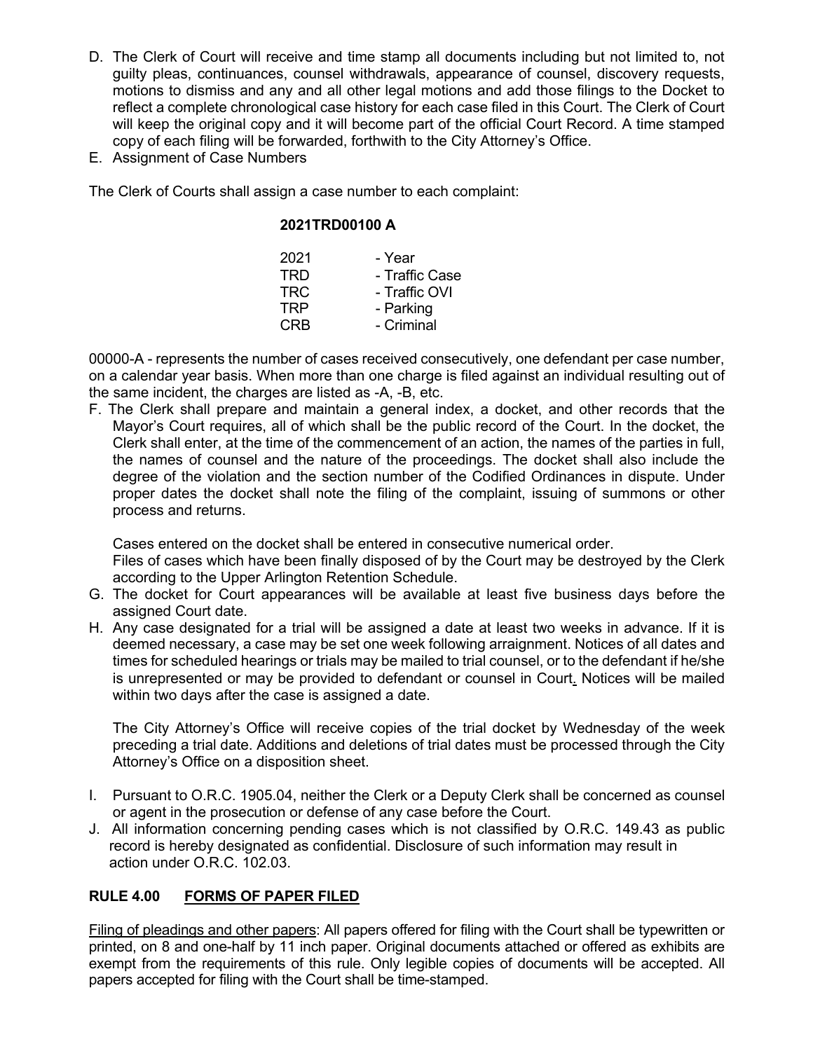D. The Clerk of Court will receive and time stamp all documents including but not limited to, not guilty pleas, continuances, counsel withdrawals, appearance of counsel, discovery requests, motions to dismiss and any and all other legal motions and add those filings to the Docket to reflect a complete chronological case history for each case filed in this Court. The Clerk of Court will keep the original copy and it will become part of the official Court Record. A time stamped copy of each filing will be forwarded, forthwith to the City Attorney's Office.

E. Assignment of Case Numbers

The Clerk of Courts shall assign a case number to each complaint:

**2021TRD00100 A**

| | |
|---|---|
| 2021 | - Year |
| TRD | - Traffic Case |
| TRC | - Traffic OVI |
| TRP | - Parking |
| CRB | - Criminal |

00000-A - represents the number of cases received consecutively, one defendant per case number, on a calendar year basis. When more than one charge is filed against an individual resulting out of the same incident, the charges are listed as -A, -B, etc.

F. The Clerk shall prepare and maintain a general index, a docket, and other records that the Mayor's Court requires, all of which shall be the public record of the Court. In the docket, the Clerk shall enter, at the time of the commencement of an action, the names of the parties in full, the names of counsel and the nature of the proceedings. The docket shall also include the degree of the violation and the section number of the Codified Ordinances in dispute. Under proper dates the docket shall note the filing of the complaint, issuing of summons or other process and returns.

   Cases entered on the docket shall be entered in consecutive numerical order.
   Files of cases which have been finally disposed of by the Court may be destroyed by the Clerk according to the Upper Arlington Retention Schedule.

G. The docket for Court appearances will be available at least five business days before the assigned Court date.

H. Any case designated for a trial will be assigned a date at least two weeks in advance. If it is deemed necessary, a case may be set one week following arraignment. Notices of all dates and times for scheduled hearings or trials may be mailed to trial counsel, or to the defendant if he/she is unrepresented or may be provided to defendant or counsel in Court. Notices will be mailed within two days after the case is assigned a date.

   The City Attorney's Office will receive copies of the trial docket by Wednesday of the week preceding a trial date. Additions and deletions of trial dates must be processed through the City Attorney's Office on a disposition sheet.

I. Pursuant to O.R.C. 1905.04, neither the Clerk or a Deputy Clerk shall be concerned as counsel or agent in the prosecution or defense of any case before the Court.

J. All information concerning pending cases which is not classified by O.R.C. 149.43 as public record is hereby designated as confidential. Disclosure of such information may result in action under O.R.C. 102.03.

## RULE 4.00 FORMS OF PAPER FILED

Filing of pleadings and other papers: All papers offered for filing with the Court shall be typewritten or printed, on 8 and one-half by 11 inch paper. Original documents attached or offered as exhibits are exempt from the requirements of this rule. Only legible copies of documents will be accepted. All papers accepted for filing with the Court shall be time-stamped.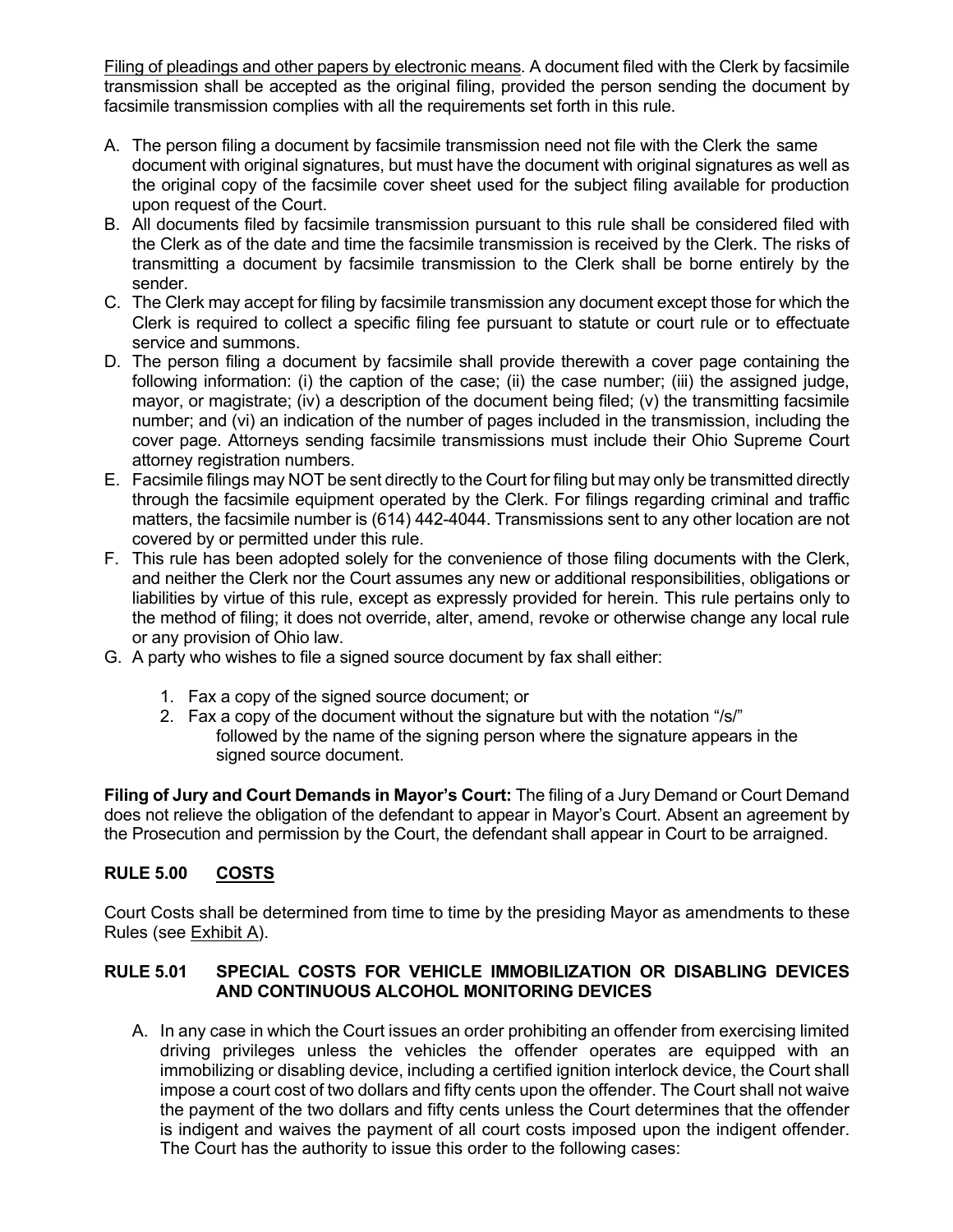Filing of pleadings and other papers by electronic means. A document filed with the Clerk by facsimile transmission shall be accepted as the original filing, provided the person sending the document by facsimile transmission complies with all the requirements set forth in this rule.

A. The person filing a document by facsimile transmission need not file with the Clerk the same document with original signatures, but must have the document with original signatures as well as the original copy of the facsimile cover sheet used for the subject filing available for production upon request of the Court.
B. All documents filed by facsimile transmission pursuant to this rule shall be considered filed with the Clerk as of the date and time the facsimile transmission is received by the Clerk. The risks of transmitting a document by facsimile transmission to the Clerk shall be borne entirely by the sender.
C. The Clerk may accept for filing by facsimile transmission any document except those for which the Clerk is required to collect a specific filing fee pursuant to statute or court rule or to effectuate service and summons.
D. The person filing a document by facsimile shall provide therewith a cover page containing the following information: (i) the caption of the case; (ii) the case number; (iii) the assigned judge, mayor, or magistrate; (iv) a description of the document being filed; (v) the transmitting facsimile number; and (vi) an indication of the number of pages included in the transmission, including the cover page. Attorneys sending facsimile transmissions must include their Ohio Supreme Court attorney registration numbers.
E. Facsimile filings may NOT be sent directly to the Court for filing but may only be transmitted directly through the facsimile equipment operated by the Clerk. For filings regarding criminal and traffic matters, the facsimile number is (614) 442-4044. Transmissions sent to any other location are not covered by or permitted under this rule.
F. This rule has been adopted solely for the convenience of those filing documents with the Clerk, and neither the Clerk nor the Court assumes any new or additional responsibilities, obligations or liabilities by virtue of this rule, except as expressly provided for herein. This rule pertains only to the method of filing; it does not override, alter, amend, revoke or otherwise change any local rule or any provision of Ohio law.
G. A party who wishes to file a signed source document by fax shall either:
    1. Fax a copy of the signed source document; or
    2. Fax a copy of the document without the signature but with the notation "/s/" followed by the name of the signing person where the signature appears in the signed source document.

**Filing of Jury and Court Demands in Mayor's Court:** The filing of a Jury Demand or Court Demand does not relieve the obligation of the defendant to appear in Mayor's Court. Absent an agreement by the Prosecution and permission by the Court, the defendant shall appear in Court to be arraigned.

## RULE 5.00 COSTS

Court Costs shall be determined from time to time by the presiding Mayor as amendments to these Rules (see Exhibit A).

## RULE 5.01 SPECIAL COSTS FOR VEHICLE IMMOBILIZATION OR DISABLING DEVICES AND CONTINUOUS ALCOHOL MONITORING DEVICES

A. In any case in which the Court issues an order prohibiting an offender from exercising limited driving privileges unless the vehicles the offender operates are equipped with an immobilizing or disabling device, including a certified ignition interlock device, the Court shall impose a court cost of two dollars and fifty cents upon the offender. The Court shall not waive the payment of the two dollars and fifty cents unless the Court determines that the offender is indigent and waives the payment of all court costs imposed upon the indigent offender. The Court has the authority to issue this order to the following cases: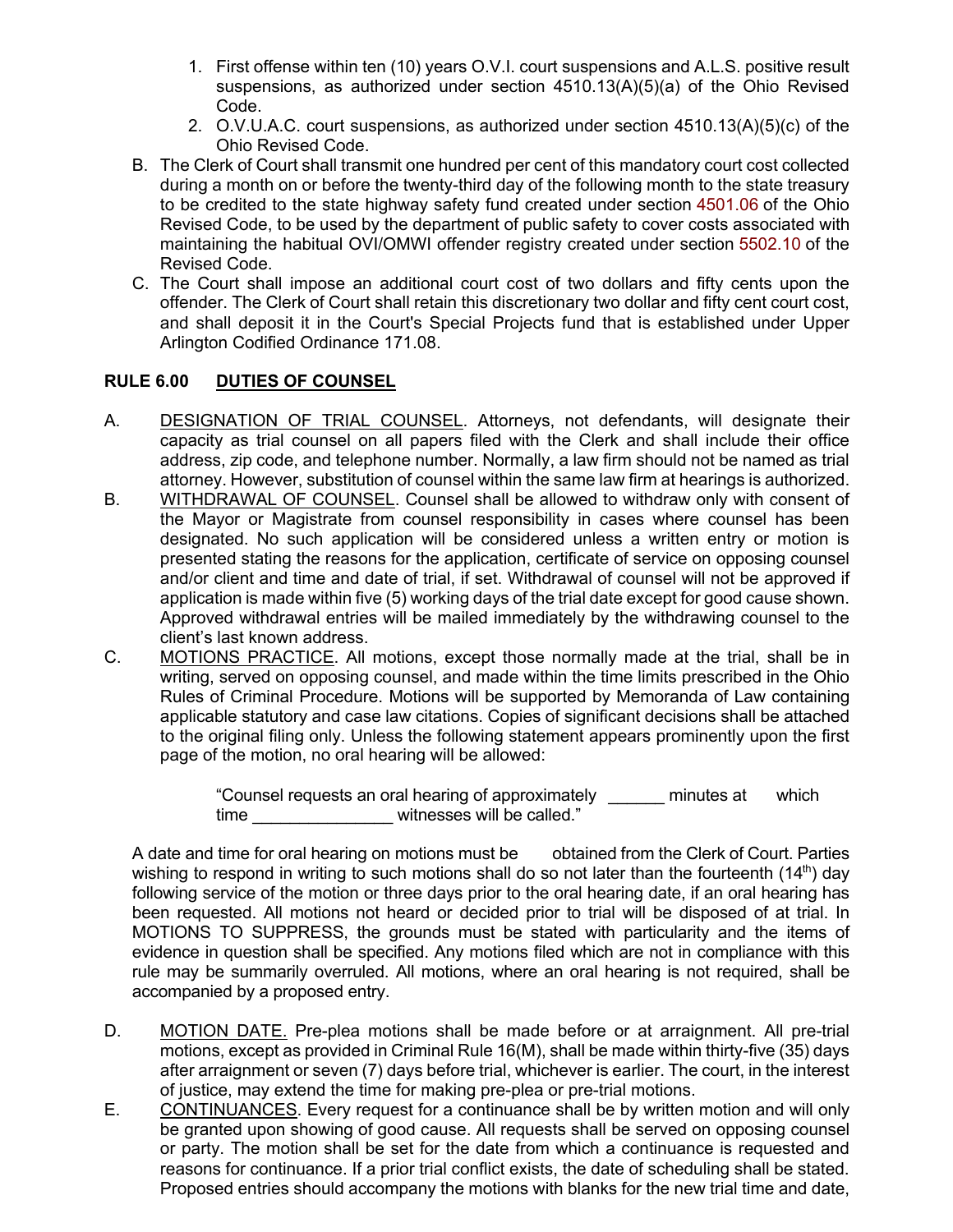1. First offense within ten (10) years O.V.I. court suspensions and A.L.S. positive result suspensions, as authorized under section 4510.13(A)(5)(a) of the Ohio Revised Code.
2. O.V.U.A.C. court suspensions, as authorized under section 4510.13(A)(5)(c) of the Ohio Revised Code.

B. The Clerk of Court shall transmit one hundred per cent of this mandatory court cost collected during a month on or before the twenty-third day of the following month to the state treasury to be credited to the state highway safety fund created under section 4501.06 of the Ohio Revised Code, to be used by the department of public safety to cover costs associated with maintaining the habitual OVI/OMWI offender registry created under section 5502.10 of the Revised Code.

C. The Court shall impose an additional court cost of two dollars and fifty cents upon the offender. The Clerk of Court shall retain this discretionary two dollar and fifty cent court cost, and shall deposit it in the Court's Special Projects fund that is established under Upper Arlington Codified Ordinance 171.08.

## RULE 6.00 DUTIES OF COUNSEL

A. DESIGNATION OF TRIAL COUNSEL. Attorneys, not defendants, will designate their capacity as trial counsel on all papers filed with the Clerk and shall include their office address, zip code, and telephone number. Normally, a law firm should not be named as trial attorney. However, substitution of counsel within the same law firm at hearings is authorized.

B. WITHDRAWAL OF COUNSEL. Counsel shall be allowed to withdraw only with consent of the Mayor or Magistrate from counsel responsibility in cases where counsel has been designated. No such application will be considered unless a written entry or motion is presented stating the reasons for the application, certificate of service on opposing counsel and/or client and time and date of trial, if set. Withdrawal of counsel will not be approved if application is made within five (5) working days of the trial date except for good cause shown. Approved withdrawal entries will be mailed immediately by the withdrawing counsel to the client's last known address.

C. MOTIONS PRACTICE. All motions, except those normally made at the trial, shall be in writing, served on opposing counsel, and made within the time limits prescribed in the Ohio Rules of Criminal Procedure. Motions will be supported by Memoranda of Law containing applicable statutory and case law citations. Copies of significant decisions shall be attached to the original filing only. Unless the following statement appears prominently upon the first page of the motion, no oral hearing will be allowed:

> "Counsel requests an oral hearing of approximately ______ minutes at which time _______________ witnesses will be called."

A date and time for oral hearing on motions must be obtained from the Clerk of Court. Parties wishing to respond in writing to such motions shall do so not later than the fourteenth (14th) day following service of the motion or three days prior to the oral hearing date, if an oral hearing has been requested. All motions not heard or decided prior to trial will be disposed of at trial. In MOTIONS TO SUPPRESS, the grounds must be stated with particularity and the items of evidence in question shall be specified. Any motions filed which are not in compliance with this rule may be summarily overruled. All motions, where an oral hearing is not required, shall be accompanied by a proposed entry.

D. MOTION DATE. Pre-plea motions shall be made before or at arraignment. All pre-trial motions, except as provided in Criminal Rule 16(M), shall be made within thirty-five (35) days after arraignment or seven (7) days before trial, whichever is earlier. The court, in the interest of justice, may extend the time for making pre-plea or pre-trial motions.

E. CONTINUANCES. Every request for a continuance shall be by written motion and will only be granted upon showing of good cause. All requests shall be served on opposing counsel or party. The motion shall be set for the date from which a continuance is requested and reasons for continuance. If a prior trial conflict exists, the date of scheduling shall be stated. Proposed entries should accompany the motions with blanks for the new trial time and date,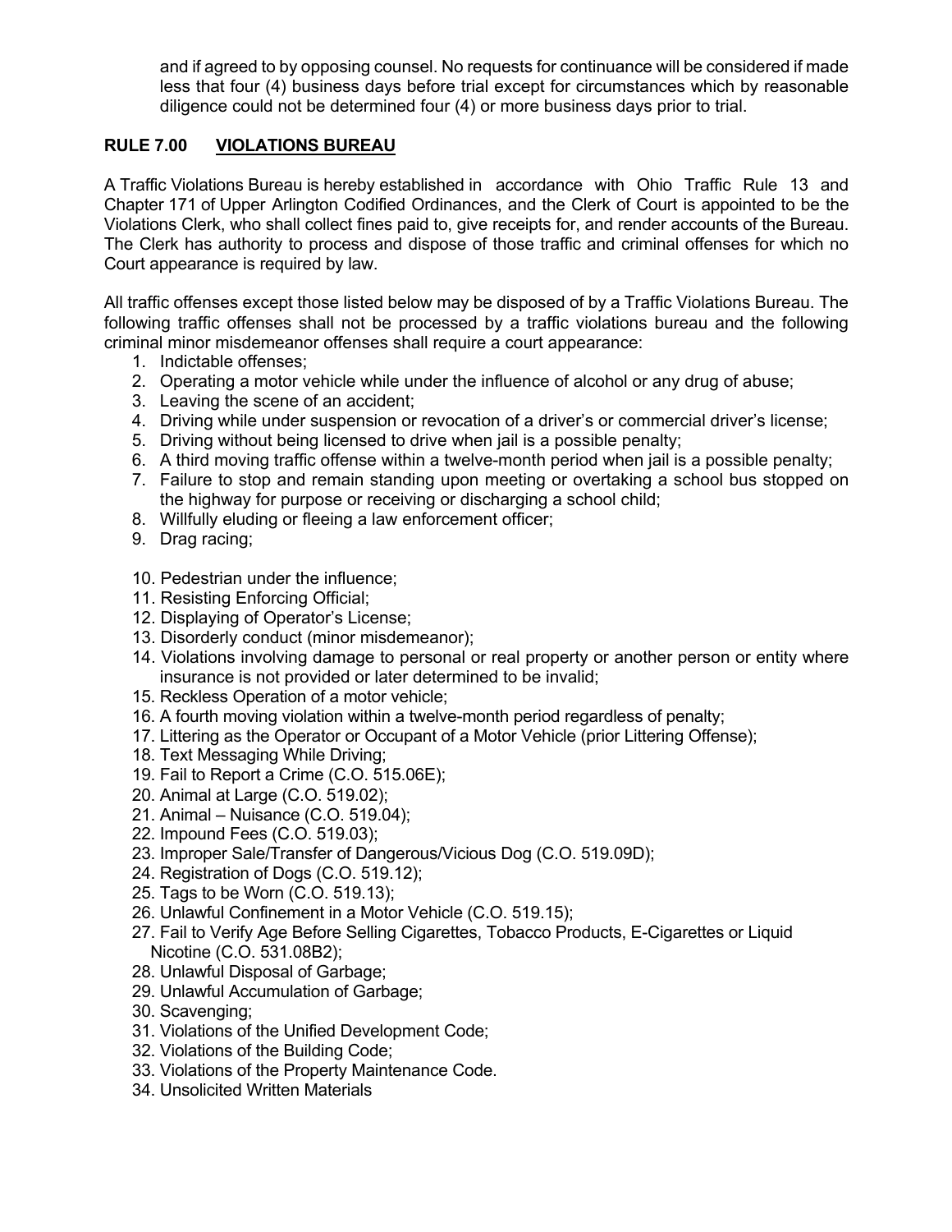and if agreed to by opposing counsel. No requests for continuance will be considered if made less that four (4) business days before trial except for circumstances which by reasonable diligence could not be determined four (4) or more business days prior to trial.

## RULE 7.00 VIOLATIONS BUREAU

A Traffic Violations Bureau is hereby established in accordance with Ohio Traffic Rule 13 and Chapter 171 of Upper Arlington Codified Ordinances, and the Clerk of Court is appointed to be the Violations Clerk, who shall collect fines paid to, give receipts for, and render accounts of the Bureau. The Clerk has authority to process and dispose of those traffic and criminal offenses for which no Court appearance is required by law.

All traffic offenses except those listed below may be disposed of by a Traffic Violations Bureau. The following traffic offenses shall not be processed by a traffic violations bureau and the following criminal minor misdemeanor offenses shall require a court appearance:

1. Indictable offenses;
2. Operating a motor vehicle while under the influence of alcohol or any drug of abuse;
3. Leaving the scene of an accident;
4. Driving while under suspension or revocation of a driver's or commercial driver's license;
5. Driving without being licensed to drive when jail is a possible penalty;
6. A third moving traffic offense within a twelve-month period when jail is a possible penalty;
7. Failure to stop and remain standing upon meeting or overtaking a school bus stopped on the highway for purpose or receiving or discharging a school child;
8. Willfully eluding or fleeing a law enforcement officer;
9. Drag racing;
10. Pedestrian under the influence;
11. Resisting Enforcing Official;
12. Displaying of Operator's License;
13. Disorderly conduct (minor misdemeanor);
14. Violations involving damage to personal or real property or another person or entity where insurance is not provided or later determined to be invalid;
15. Reckless Operation of a motor vehicle;
16. A fourth moving violation within a twelve-month period regardless of penalty;
17. Littering as the Operator or Occupant of a Motor Vehicle (prior Littering Offense);
18. Text Messaging While Driving;
19. Fail to Report a Crime (C.O. 515.06E);
20. Animal at Large (C.O. 519.02);
21. Animal – Nuisance (C.O. 519.04);
22. Impound Fees (C.O. 519.03);
23. Improper Sale/Transfer of Dangerous/Vicious Dog (C.O. 519.09D);
24. Registration of Dogs (C.O. 519.12);
25. Tags to be Worn (C.O. 519.13);
26. Unlawful Confinement in a Motor Vehicle (C.O. 519.15);
27. Fail to Verify Age Before Selling Cigarettes, Tobacco Products, E-Cigarettes or Liquid Nicotine (C.O. 531.08B2);
28. Unlawful Disposal of Garbage;
29. Unlawful Accumulation of Garbage;
30. Scavenging;
31. Violations of the Unified Development Code;
32. Violations of the Building Code;
33. Violations of the Property Maintenance Code.
34. Unsolicited Written Materials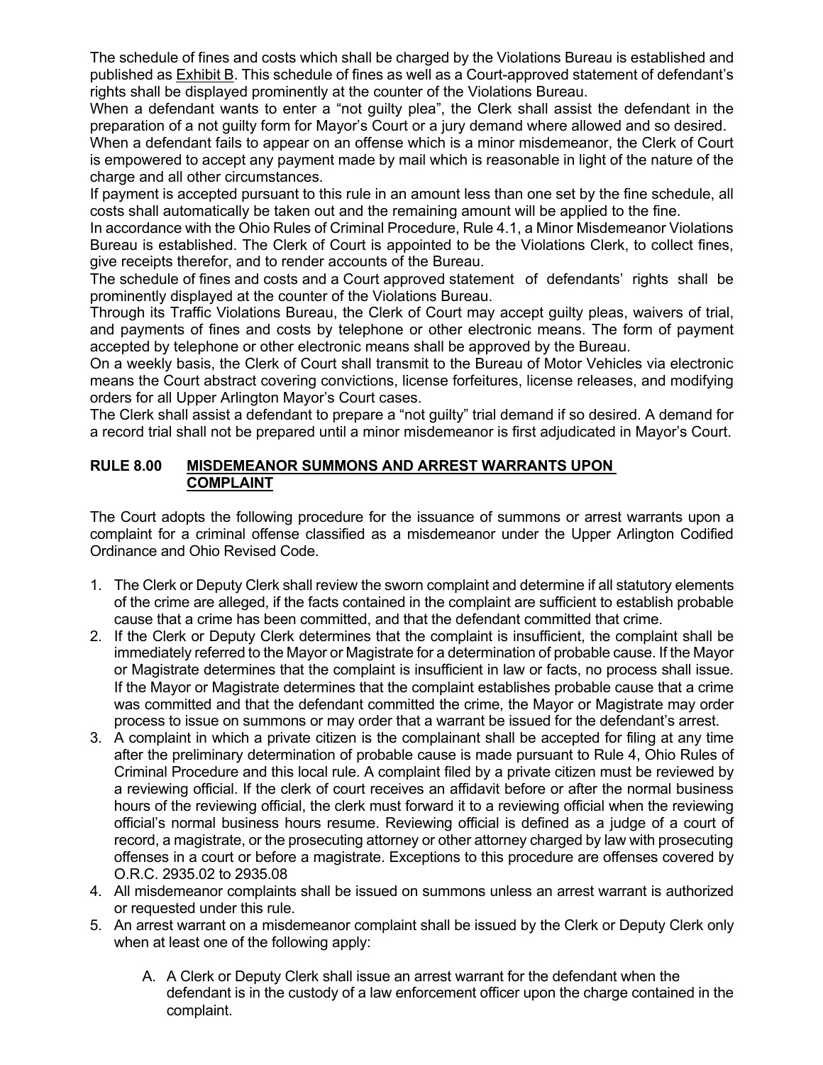The schedule of fines and costs which shall be charged by the Violations Bureau is established and published as Exhibit B. This schedule of fines as well as a Court-approved statement of defendant's rights shall be displayed prominently at the counter of the Violations Bureau.

When a defendant wants to enter a "not guilty plea", the Clerk shall assist the defendant in the preparation of a not guilty form for Mayor's Court or a jury demand where allowed and so desired.

When a defendant fails to appear on an offense which is a minor misdemeanor, the Clerk of Court is empowered to accept any payment made by mail which is reasonable in light of the nature of the charge and all other circumstances.

If payment is accepted pursuant to this rule in an amount less than one set by the fine schedule, all costs shall automatically be taken out and the remaining amount will be applied to the fine.

In accordance with the Ohio Rules of Criminal Procedure, Rule 4.1, a Minor Misdemeanor Violations Bureau is established. The Clerk of Court is appointed to be the Violations Clerk, to collect fines, give receipts therefor, and to render accounts of the Bureau.

The schedule of fines and costs and a Court approved statement of defendants' rights shall be prominently displayed at the counter of the Violations Bureau.

Through its Traffic Violations Bureau, the Clerk of Court may accept guilty pleas, waivers of trial, and payments of fines and costs by telephone or other electronic means. The form of payment accepted by telephone or other electronic means shall be approved by the Bureau.

On a weekly basis, the Clerk of Court shall transmit to the Bureau of Motor Vehicles via electronic means the Court abstract covering convictions, license forfeitures, license releases, and modifying orders for all Upper Arlington Mayor's Court cases.

The Clerk shall assist a defendant to prepare a "not guilty" trial demand if so desired. A demand for a record trial shall not be prepared until a minor misdemeanor is first adjudicated in Mayor's Court.

## RULE 8.00 MISDEMEANOR SUMMONS AND ARREST WARRANTS UPON COMPLAINT

The Court adopts the following procedure for the issuance of summons or arrest warrants upon a complaint for a criminal offense classified as a misdemeanor under the Upper Arlington Codified Ordinance and Ohio Revised Code.

1. The Clerk or Deputy Clerk shall review the sworn complaint and determine if all statutory elements of the crime are alleged, if the facts contained in the complaint are sufficient to establish probable cause that a crime has been committed, and that the defendant committed that crime.
2. If the Clerk or Deputy Clerk determines that the complaint is insufficient, the complaint shall be immediately referred to the Mayor or Magistrate for a determination of probable cause. If the Mayor or Magistrate determines that the complaint is insufficient in law or facts, no process shall issue. If the Mayor or Magistrate determines that the complaint establishes probable cause that a crime was committed and that the defendant committed the crime, the Mayor or Magistrate may order process to issue on summons or may order that a warrant be issued for the defendant's arrest.
3. A complaint in which a private citizen is the complainant shall be accepted for filing at any time after the preliminary determination of probable cause is made pursuant to Rule 4, Ohio Rules of Criminal Procedure and this local rule. A complaint filed by a private citizen must be reviewed by a reviewing official. If the clerk of court receives an affidavit before or after the normal business hours of the reviewing official, the clerk must forward it to a reviewing official when the reviewing official's normal business hours resume. Reviewing official is defined as a judge of a court of record, a magistrate, or the prosecuting attorney or other attorney charged by law with prosecuting offenses in a court or before a magistrate. Exceptions to this procedure are offenses covered by O.R.C. 2935.02 to 2935.08
4. All misdemeanor complaints shall be issued on summons unless an arrest warrant is authorized or requested under this rule.
5. An arrest warrant on a misdemeanor complaint shall be issued by the Clerk or Deputy Clerk only when at least one of the following apply:

    A. A Clerk or Deputy Clerk shall issue an arrest warrant for the defendant when the defendant is in the custody of a law enforcement officer upon the charge contained in the complaint.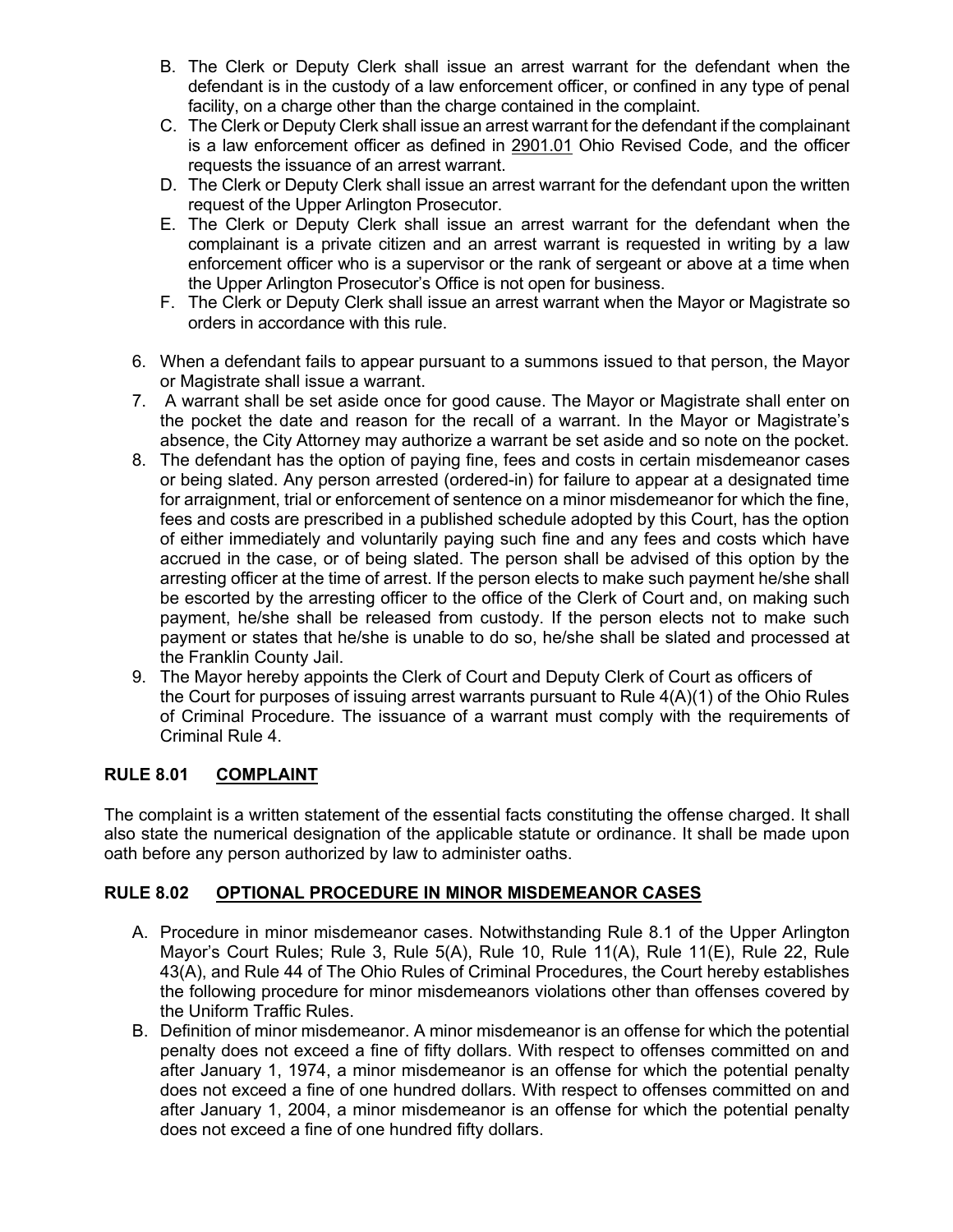B. The Clerk or Deputy Clerk shall issue an arrest warrant for the defendant when the defendant is in the custody of a law enforcement officer, or confined in any type of penal facility, on a charge other than the charge contained in the complaint.

C. The Clerk or Deputy Clerk shall issue an arrest warrant for the defendant if the complainant is a law enforcement officer as defined in 2901.01 Ohio Revised Code, and the officer requests the issuance of an arrest warrant.

D. The Clerk or Deputy Clerk shall issue an arrest warrant for the defendant upon the written request of the Upper Arlington Prosecutor.

E. The Clerk or Deputy Clerk shall issue an arrest warrant for the defendant when the complainant is a private citizen and an arrest warrant is requested in writing by a law enforcement officer who is a supervisor or the rank of sergeant or above at a time when the Upper Arlington Prosecutor's Office is not open for business.

F. The Clerk or Deputy Clerk shall issue an arrest warrant when the Mayor or Magistrate so orders in accordance with this rule.

6. When a defendant fails to appear pursuant to a summons issued to that person, the Mayor or Magistrate shall issue a warrant.
7. A warrant shall be set aside once for good cause. The Mayor or Magistrate shall enter on the pocket the date and reason for the recall of a warrant. In the Mayor or Magistrate's absence, the City Attorney may authorize a warrant be set aside and so note on the pocket.
8. The defendant has the option of paying fine, fees and costs in certain misdemeanor cases or being slated. Any person arrested (ordered-in) for failure to appear at a designated time for arraignment, trial or enforcement of sentence on a minor misdemeanor for which the fine, fees and costs are prescribed in a published schedule adopted by this Court, has the option of either immediately and voluntarily paying such fine and any fees and costs which have accrued in the case, or of being slated. The person shall be advised of this option by the arresting officer at the time of arrest. If the person elects to make such payment he/she shall be escorted by the arresting officer to the office of the Clerk of Court and, on making such payment, he/she shall be released from custody. If the person elects not to make such payment or states that he/she is unable to do so, he/she shall be slated and processed at the Franklin County Jail.
9. The Mayor hereby appoints the Clerk of Court and Deputy Clerk of Court as officers of the Court for purposes of issuing arrest warrants pursuant to Rule 4(A)(1) of the Ohio Rules of Criminal Procedure. The issuance of a warrant must comply with the requirements of Criminal Rule 4.

## RULE 8.01 COMPLAINT

The complaint is a written statement of the essential facts constituting the offense charged. It shall also state the numerical designation of the applicable statute or ordinance. It shall be made upon oath before any person authorized by law to administer oaths.

## RULE 8.02 OPTIONAL PROCEDURE IN MINOR MISDEMEANOR CASES

A. Procedure in minor misdemeanor cases. Notwithstanding Rule 8.1 of the Upper Arlington Mayor's Court Rules; Rule 3, Rule 5(A), Rule 10, Rule 11(A), Rule 11(E), Rule 22, Rule 43(A), and Rule 44 of The Ohio Rules of Criminal Procedures, the Court hereby establishes the following procedure for minor misdemeanors violations other than offenses covered by the Uniform Traffic Rules.

B. Definition of minor misdemeanor. A minor misdemeanor is an offense for which the potential penalty does not exceed a fine of fifty dollars. With respect to offenses committed on and after January 1, 1974, a minor misdemeanor is an offense for which the potential penalty does not exceed a fine of one hundred dollars. With respect to offenses committed on and after January 1, 2004, a minor misdemeanor is an offense for which the potential penalty does not exceed a fine of one hundred fifty dollars.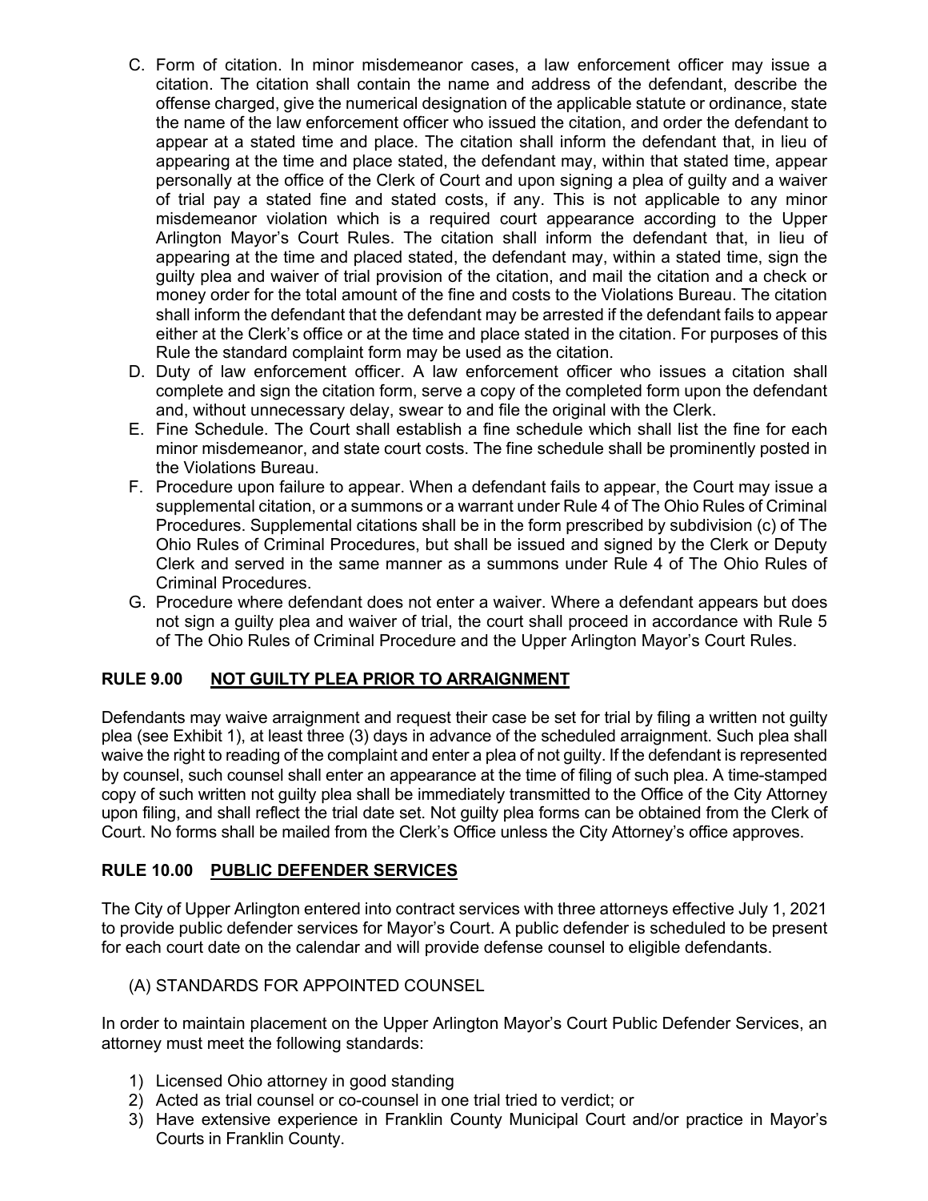C. Form of citation. In minor misdemeanor cases, a law enforcement officer may issue a citation. The citation shall contain the name and address of the defendant, describe the offense charged, give the numerical designation of the applicable statute or ordinance, state the name of the law enforcement officer who issued the citation, and order the defendant to appear at a stated time and place. The citation shall inform the defendant that, in lieu of appearing at the time and place stated, the defendant may, within that stated time, appear personally at the office of the Clerk of Court and upon signing a plea of guilty and a waiver of trial pay a stated fine and stated costs, if any. This is not applicable to any minor misdemeanor violation which is a required court appearance according to the Upper Arlington Mayor's Court Rules. The citation shall inform the defendant that, in lieu of appearing at the time and placed stated, the defendant may, within a stated time, sign the guilty plea and waiver of trial provision of the citation, and mail the citation and a check or money order for the total amount of the fine and costs to the Violations Bureau. The citation shall inform the defendant that the defendant may be arrested if the defendant fails to appear either at the Clerk's office or at the time and place stated in the citation. For purposes of this Rule the standard complaint form may be used as the citation.

D. Duty of law enforcement officer. A law enforcement officer who issues a citation shall complete and sign the citation form, serve a copy of the completed form upon the defendant and, without unnecessary delay, swear to and file the original with the Clerk.

E. Fine Schedule. The Court shall establish a fine schedule which shall list the fine for each minor misdemeanor, and state court costs. The fine schedule shall be prominently posted in the Violations Bureau.

F. Procedure upon failure to appear. When a defendant fails to appear, the Court may issue a supplemental citation, or a summons or a warrant under Rule 4 of The Ohio Rules of Criminal Procedures. Supplemental citations shall be in the form prescribed by subdivision (c) of The Ohio Rules of Criminal Procedures, but shall be issued and signed by the Clerk or Deputy Clerk and served in the same manner as a summons under Rule 4 of The Ohio Rules of Criminal Procedures.

G. Procedure where defendant does not enter a waiver. Where a defendant appears but does not sign a guilty plea and waiver of trial, the court shall proceed in accordance with Rule 5 of The Ohio Rules of Criminal Procedure and the Upper Arlington Mayor's Court Rules.

## RULE 9.00 NOT GUILTY PLEA PRIOR TO ARRAIGNMENT

Defendants may waive arraignment and request their case be set for trial by filing a written not guilty plea (see Exhibit 1), at least three (3) days in advance of the scheduled arraignment. Such plea shall waive the right to reading of the complaint and enter a plea of not guilty. If the defendant is represented by counsel, such counsel shall enter an appearance at the time of filing of such plea. A time-stamped copy of such written not guilty plea shall be immediately transmitted to the Office of the City Attorney upon filing, and shall reflect the trial date set. Not guilty plea forms can be obtained from the Clerk of Court. No forms shall be mailed from the Clerk's Office unless the City Attorney's office approves.

## RULE 10.00 PUBLIC DEFENDER SERVICES

The City of Upper Arlington entered into contract services with three attorneys effective July 1, 2021 to provide public defender services for Mayor's Court. A public defender is scheduled to be present for each court date on the calendar and will provide defense counsel to eligible defendants.

(A) STANDARDS FOR APPOINTED COUNSEL

In order to maintain placement on the Upper Arlington Mayor's Court Public Defender Services, an attorney must meet the following standards:

1) Licensed Ohio attorney in good standing
2) Acted as trial counsel or co-counsel in one trial tried to verdict; or
3) Have extensive experience in Franklin County Municipal Court and/or practice in Mayor's Courts in Franklin County.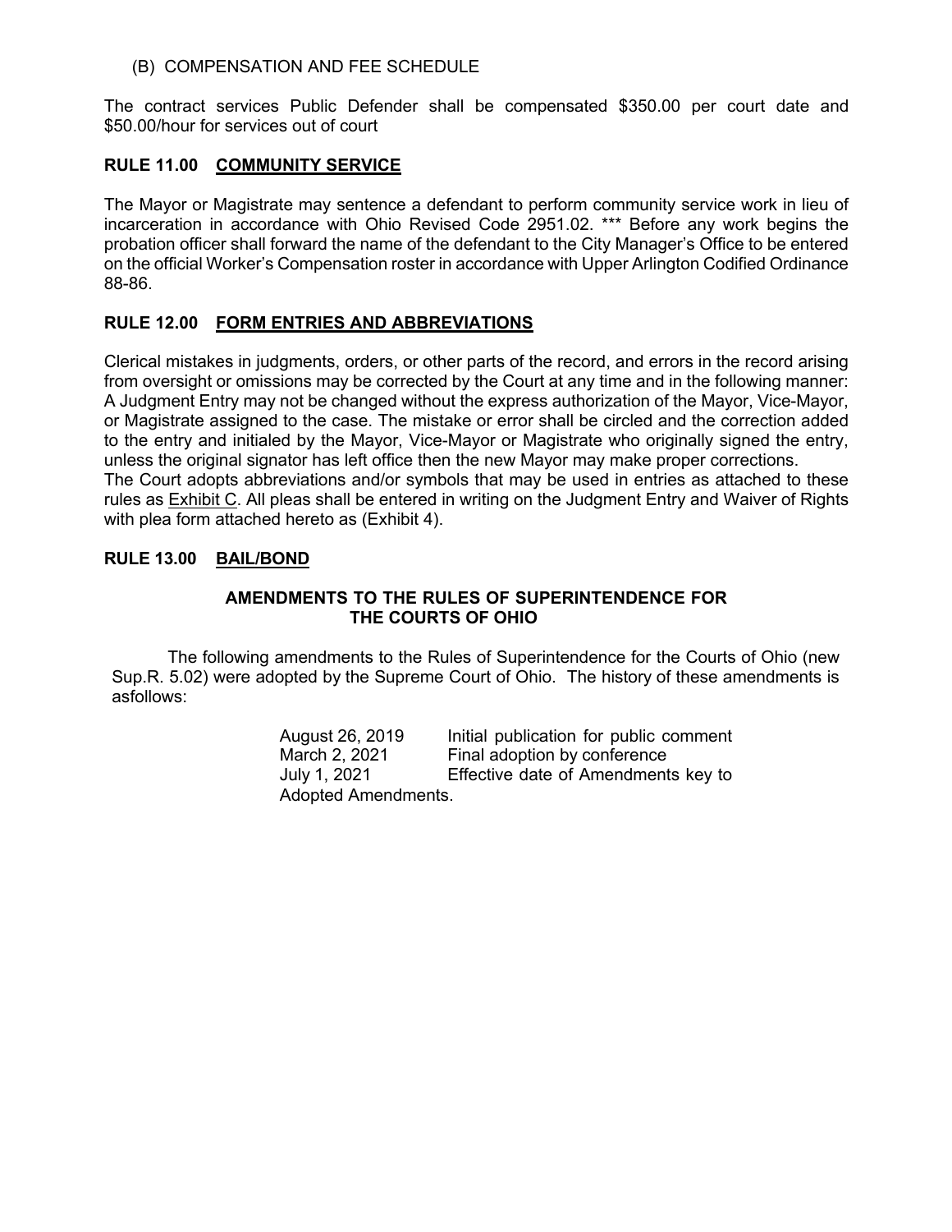(B) COMPENSATION AND FEE SCHEDULE

The contract services Public Defender shall be compensated $350.00 per court date and $50.00/hour for services out of court

**RULE 11.00 <u>COMMUNITY SERVICE</u>**

The Mayor or Magistrate may sentence a defendant to perform community service work in lieu of incarceration in accordance with Ohio Revised Code 2951.02. *** Before any work begins the probation officer shall forward the name of the defendant to the City Manager's Office to be entered on the official Worker's Compensation roster in accordance with Upper Arlington Codified Ordinance 88-86.

**RULE 12.00 <u>FORM ENTRIES AND ABBREVIATIONS</u>**

Clerical mistakes in judgments, orders, or other parts of the record, and errors in the record arising from oversight or omissions may be corrected by the Court at any time and in the following manner: A Judgment Entry may not be changed without the express authorization of the Mayor, Vice-Mayor, or Magistrate assigned to the case. The mistake or error shall be circled and the correction added to the entry and initialed by the Mayor, Vice-Mayor or Magistrate who originally signed the entry, unless the original signator has left office then the new Mayor may make proper corrections.
The Court adopts abbreviations and/or symbols that may be used in entries as attached to these rules as <u>Exhibit C</u>. All pleas shall be entered in writing on the Judgment Entry and Waiver of Rights with plea form attached hereto as (Exhibit 4).

**RULE 13.00 <u>BAIL/BOND</u>**

**AMENDMENTS TO THE RULES OF SUPERINTENDENCE FOR THE COURTS OF OHIO**

The following amendments to the Rules of Superintendence for the Courts of Ohio (new Sup.R. 5.02) were adopted by the Supreme Court of Ohio. The history of these amendments is asfollows:

August 26, 2019 Initial publication for public comment
March 2, 2021 Final adoption by conference
July 1, 2021 Effective date of Amendments key to Adopted Amendments.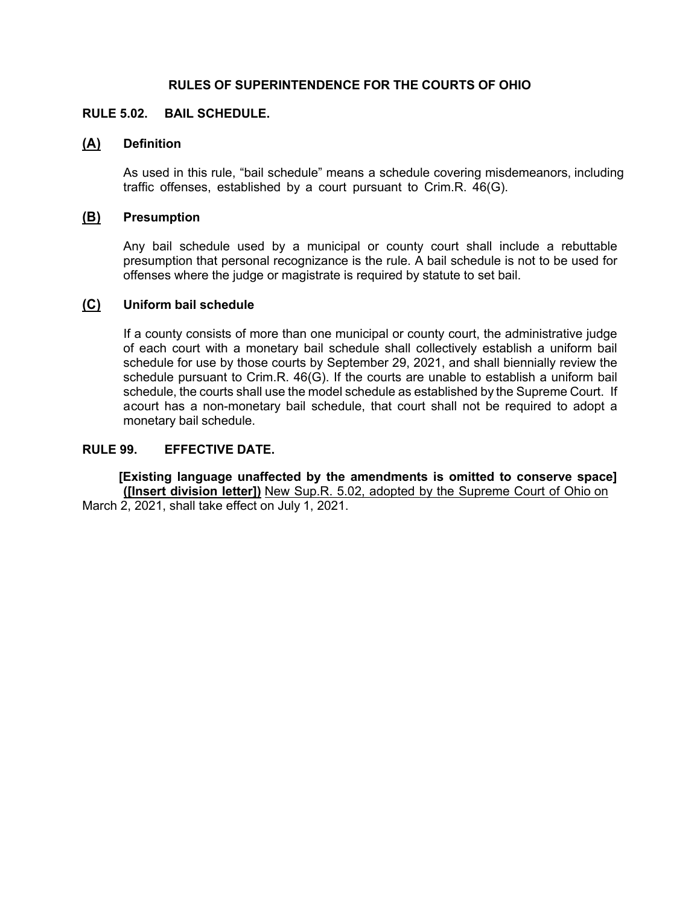**RULES OF SUPERINTENDENCE FOR THE COURTS OF OHIO**

## RULE 5.02. BAIL SCHEDULE.

### <u>(A)</u> Definition

As used in this rule, "bail schedule" means a schedule covering misdemeanors, including traffic offenses, established by a court pursuant to Crim.R. 46(G).

### <u>(B)</u> Presumption

Any bail schedule used by a municipal or county court shall include a rebuttable presumption that personal recognizance is the rule. A bail schedule is not to be used for offenses where the judge or magistrate is required by statute to set bail.

### <u>(C)</u> Uniform bail schedule

If a county consists of more than one municipal or county court, the administrative judge of each court with a monetary bail schedule shall collectively establish a uniform bail schedule for use by those courts by September 29, 2021, and shall biennially review the schedule pursuant to Crim.R. 46(G). If the courts are unable to establish a uniform bail schedule, the courts shall use the model schedule as established by the Supreme Court. If acourt has a non-monetary bail schedule, that court shall not be required to adopt a monetary bail schedule.

## RULE 99. EFFECTIVE DATE.

**[Existing language unaffected by the amendments is omitted to conserve space]**
**<u>([Insert division letter])</u>** <u>New Sup.R. 5.02, adopted by the Supreme Court of Ohio on March 2, 2021, shall take effect on July 1, 2021.</u>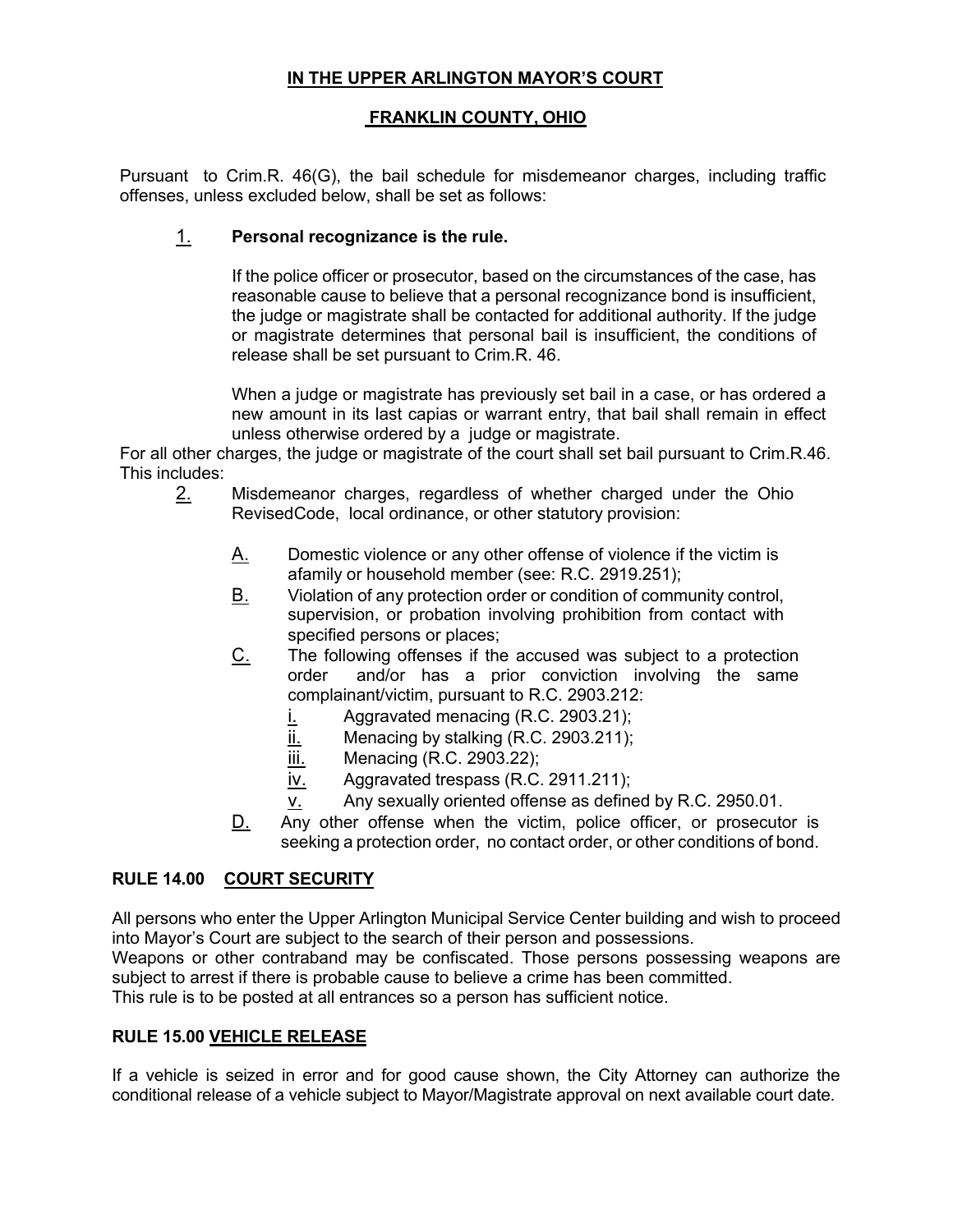**IN THE UPPER ARLINGTON MAYOR'S COURT**

**FRANKLIN COUNTY, OHIO**

Pursuant to Crim.R. 46(G), the bail schedule for misdemeanor charges, including traffic offenses, unless excluded below, shall be set as follows:

1. **Personal recognizance is the rule.**

   If the police officer or prosecutor, based on the circumstances of the case, has reasonable cause to believe that a personal recognizance bond is insufficient, the judge or magistrate shall be contacted for additional authority. If the judge or magistrate determines that personal bail is insufficient, the conditions of release shall be set pursuant to Crim.R. 46.

   When a judge or magistrate has previously set bail in a case, or has ordered a new amount in its last capias or warrant entry, that bail shall remain in effect unless otherwise ordered by a judge or magistrate.

For all other charges, the judge or magistrate of the court shall set bail pursuant to Crim.R.46. This includes:

2. Misdemeanor charges, regardless of whether charged under the Ohio RevisedCode, local ordinance, or other statutory provision:

   A. Domestic violence or any other offense of violence if the victim is afamily or household member (see: R.C. 2919.251);
   
   B. Violation of any protection order or condition of community control, supervision, or probation involving prohibition from contact with specified persons or places;
   
   C. The following offenses if the accused was subject to a protection order and/or has a prior conviction involving the same complainant/victim, pursuant to R.C. 2903.212:
      
      i. Aggravated menacing (R.C. 2903.21);
      
      ii. Menacing by stalking (R.C. 2903.211);
      
      iii. Menacing (R.C. 2903.22);
      
      iv. Aggravated trespass (R.C. 2911.211);
      
      v. Any sexually oriented offense as defined by R.C. 2950.01.
   
   D. Any other offense when the victim, police officer, or prosecutor is seeking a protection order, no contact order, or other conditions of bond.

## RULE 14.00 COURT SECURITY

All persons who enter the Upper Arlington Municipal Service Center building and wish to proceed into Mayor's Court are subject to the search of their person and possessions.
Weapons or other contraband may be confiscated. Those persons possessing weapons are subject to arrest if there is probable cause to believe a crime has been committed.
This rule is to be posted at all entrances so a person has sufficient notice.

## RULE 15.00 VEHICLE RELEASE

If a vehicle is seized in error and for good cause shown, the City Attorney can authorize the conditional release of a vehicle subject to Mayor/Magistrate approval on next available court date.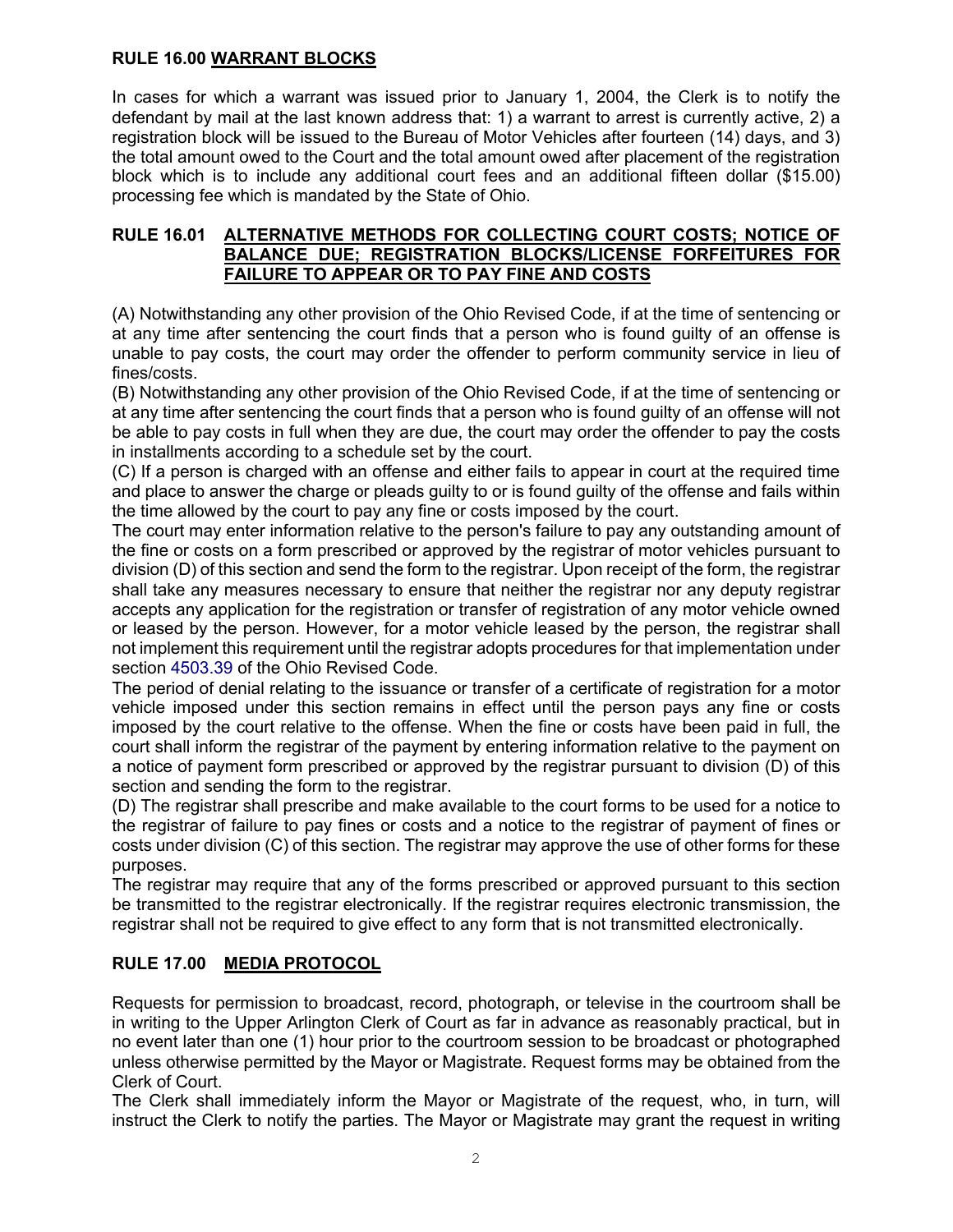## RULE 16.00 WARRANT BLOCKS

In cases for which a warrant was issued prior to January 1, 2004, the Clerk is to notify the defendant by mail at the last known address that: 1) a warrant to arrest is currently active, 2) a registration block will be issued to the Bureau of Motor Vehicles after fourteen (14) days, and 3) the total amount owed to the Court and the total amount owed after placement of the registration block which is to include any additional court fees and an additional fifteen dollar ($15.00) processing fee which is mandated by the State of Ohio.

## RULE 16.01 ALTERNATIVE METHODS FOR COLLECTING COURT COSTS; NOTICE OF BALANCE DUE; REGISTRATION BLOCKS/LICENSE FORFEITURES FOR FAILURE TO APPEAR OR TO PAY FINE AND COSTS

(A) Notwithstanding any other provision of the Ohio Revised Code, if at the time of sentencing or at any time after sentencing the court finds that a person who is found guilty of an offense is unable to pay costs, the court may order the offender to perform community service in lieu of fines/costs.

(B) Notwithstanding any other provision of the Ohio Revised Code, if at the time of sentencing or at any time after sentencing the court finds that a person who is found guilty of an offense will not be able to pay costs in full when they are due, the court may order the offender to pay the costs in installments according to a schedule set by the court.

(C) If a person is charged with an offense and either fails to appear in court at the required time and place to answer the charge or pleads guilty to or is found guilty of the offense and fails within the time allowed by the court to pay any fine or costs imposed by the court.

The court may enter information relative to the person's failure to pay any outstanding amount of the fine or costs on a form prescribed or approved by the registrar of motor vehicles pursuant to division (D) of this section and send the form to the registrar. Upon receipt of the form, the registrar shall take any measures necessary to ensure that neither the registrar nor any deputy registrar accepts any application for the registration or transfer of registration of any motor vehicle owned or leased by the person. However, for a motor vehicle leased by the person, the registrar shall not implement this requirement until the registrar adopts procedures for that implementation under section 4503.39 of the Ohio Revised Code.

The period of denial relating to the issuance or transfer of a certificate of registration for a motor vehicle imposed under this section remains in effect until the person pays any fine or costs imposed by the court relative to the offense. When the fine or costs have been paid in full, the court shall inform the registrar of the payment by entering information relative to the payment on a notice of payment form prescribed or approved by the registrar pursuant to division (D) of this section and sending the form to the registrar.

(D) The registrar shall prescribe and make available to the court forms to be used for a notice to the registrar of failure to pay fines or costs and a notice to the registrar of payment of fines or costs under division (C) of this section. The registrar may approve the use of other forms for these purposes.

The registrar may require that any of the forms prescribed or approved pursuant to this section be transmitted to the registrar electronically. If the registrar requires electronic transmission, the registrar shall not be required to give effect to any form that is not transmitted electronically.

## RULE 17.00 MEDIA PROTOCOL

Requests for permission to broadcast, record, photograph, or televise in the courtroom shall be in writing to the Upper Arlington Clerk of Court as far in advance as reasonably practical, but in no event later than one (1) hour prior to the courtroom session to be broadcast or photographed unless otherwise permitted by the Mayor or Magistrate. Request forms may be obtained from the Clerk of Court.

The Clerk shall immediately inform the Mayor or Magistrate of the request, who, in turn, will instruct the Clerk to notify the parties. The Mayor or Magistrate may grant the request in writing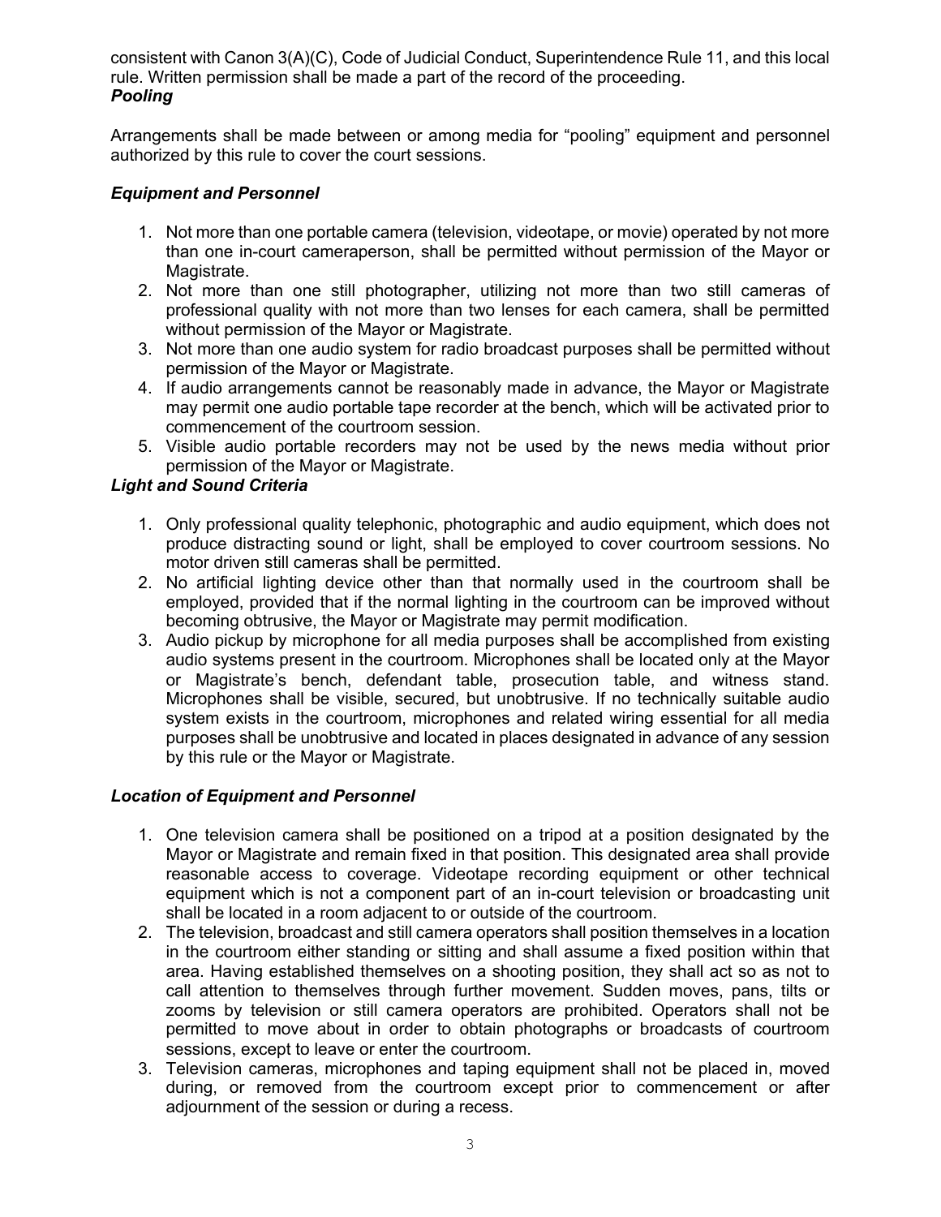consistent with Canon 3(A)(C), Code of Judicial Conduct, Superintendence Rule 11, and this local rule. Written permission shall be made a part of the record of the proceeding.

***Pooling***

Arrangements shall be made between or among media for "pooling" equipment and personnel authorized by this rule to cover the court sessions.

***Equipment and Personnel***

1. Not more than one portable camera (television, videotape, or movie) operated by not more than one in-court cameraperson, shall be permitted without permission of the Mayor or Magistrate.
2. Not more than one still photographer, utilizing not more than two still cameras of professional quality with not more than two lenses for each camera, shall be permitted without permission of the Mayor or Magistrate.
3. Not more than one audio system for radio broadcast purposes shall be permitted without permission of the Mayor or Magistrate.
4. If audio arrangements cannot be reasonably made in advance, the Mayor or Magistrate may permit one audio portable tape recorder at the bench, which will be activated prior to commencement of the courtroom session.
5. Visible audio portable recorders may not be used by the news media without prior permission of the Mayor or Magistrate.

***Light and Sound Criteria***

1. Only professional quality telephonic, photographic and audio equipment, which does not produce distracting sound or light, shall be employed to cover courtroom sessions. No motor driven still cameras shall be permitted.
2. No artificial lighting device other than that normally used in the courtroom shall be employed, provided that if the normal lighting in the courtroom can be improved without becoming obtrusive, the Mayor or Magistrate may permit modification.
3. Audio pickup by microphone for all media purposes shall be accomplished from existing audio systems present in the courtroom. Microphones shall be located only at the Mayor or Magistrate's bench, defendant table, prosecution table, and witness stand. Microphones shall be visible, secured, but unobtrusive. If no technically suitable audio system exists in the courtroom, microphones and related wiring essential for all media purposes shall be unobtrusive and located in places designated in advance of any session by this rule or the Mayor or Magistrate.

***Location of Equipment and Personnel***

1. One television camera shall be positioned on a tripod at a position designated by the Mayor or Magistrate and remain fixed in that position. This designated area shall provide reasonable access to coverage. Videotape recording equipment or other technical equipment which is not a component part of an in-court television or broadcasting unit shall be located in a room adjacent to or outside of the courtroom.
2. The television, broadcast and still camera operators shall position themselves in a location in the courtroom either standing or sitting and shall assume a fixed position within that area. Having established themselves on a shooting position, they shall act so as not to call attention to themselves through further movement. Sudden moves, pans, tilts or zooms by television or still camera operators are prohibited. Operators shall not be permitted to move about in order to obtain photographs or broadcasts of courtroom sessions, except to leave or enter the courtroom.
3. Television cameras, microphones and taping equipment shall not be placed in, moved during, or removed from the courtroom except prior to commencement or after adjournment of the session or during a recess.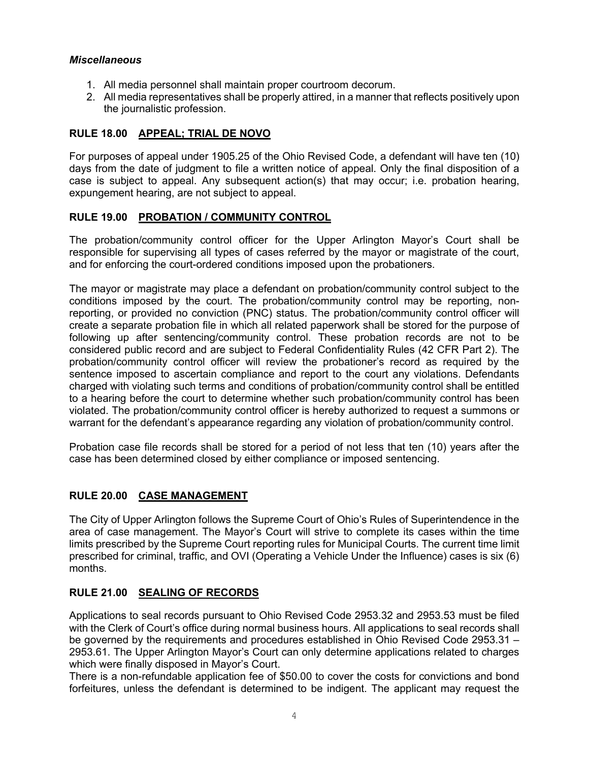***Miscellaneous***

1. All media personnel shall maintain proper courtroom decorum.
2. All media representatives shall be properly attired, in a manner that reflects positively upon the journalistic profession.

## RULE 18.00 APPEAL; TRIAL DE NOVO

For purposes of appeal under 1905.25 of the Ohio Revised Code, a defendant will have ten (10) days from the date of judgment to file a written notice of appeal. Only the final disposition of a case is subject to appeal. Any subsequent action(s) that may occur; i.e. probation hearing, expungement hearing, are not subject to appeal.

## RULE 19.00 PROBATION / COMMUNITY CONTROL

The probation/community control officer for the Upper Arlington Mayor's Court shall be responsible for supervising all types of cases referred by the mayor or magistrate of the court, and for enforcing the court-ordered conditions imposed upon the probationers.

The mayor or magistrate may place a defendant on probation/community control subject to the conditions imposed by the court. The probation/community control may be reporting, non-reporting, or provided no conviction (PNC) status. The probation/community control officer will create a separate probation file in which all related paperwork shall be stored for the purpose of following up after sentencing/community control. These probation records are not to be considered public record and are subject to Federal Confidentiality Rules (42 CFR Part 2). The probation/community control officer will review the probationer's record as required by the sentence imposed to ascertain compliance and report to the court any violations. Defendants charged with violating such terms and conditions of probation/community control shall be entitled to a hearing before the court to determine whether such probation/community control has been violated. The probation/community control officer is hereby authorized to request a summons or warrant for the defendant's appearance regarding any violation of probation/community control.

Probation case file records shall be stored for a period of not less that ten (10) years after the case has been determined closed by either compliance or imposed sentencing.

## RULE 20.00 CASE MANAGEMENT

The City of Upper Arlington follows the Supreme Court of Ohio's Rules of Superintendence in the area of case management. The Mayor's Court will strive to complete its cases within the time limits prescribed by the Supreme Court reporting rules for Municipal Courts. The current time limit prescribed for criminal, traffic, and OVI (Operating a Vehicle Under the Influence) cases is six (6) months.

## RULE 21.00 SEALING OF RECORDS

Applications to seal records pursuant to Ohio Revised Code 2953.32 and 2953.53 must be filed with the Clerk of Court's office during normal business hours. All applications to seal records shall be governed by the requirements and procedures established in Ohio Revised Code 2953.31 – 2953.61. The Upper Arlington Mayor's Court can only determine applications related to charges which were finally disposed in Mayor's Court.

There is a non-refundable application fee of $50.00 to cover the costs for convictions and bond forfeitures, unless the defendant is determined to be indigent. The applicant may request the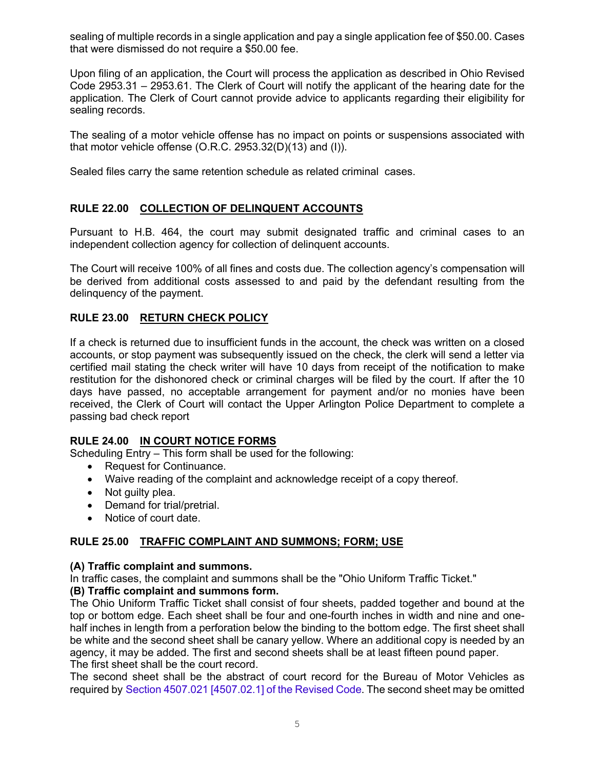sealing of multiple records in a single application and pay a single application fee of $50.00. Cases that were dismissed do not require a $50.00 fee.

Upon filing of an application, the Court will process the application as described in Ohio Revised Code 2953.31 – 2953.61. The Clerk of Court will notify the applicant of the hearing date for the application. The Clerk of Court cannot provide advice to applicants regarding their eligibility for sealing records.

The sealing of a motor vehicle offense has no impact on points or suspensions associated with that motor vehicle offense (O.R.C. 2953.32(D)(13) and (I)).

Sealed files carry the same retention schedule as related criminal cases.

## RULE 22.00 COLLECTION OF DELINQUENT ACCOUNTS

Pursuant to H.B. 464, the court may submit designated traffic and criminal cases to an independent collection agency for collection of delinquent accounts.

The Court will receive 100% of all fines and costs due. The collection agency's compensation will be derived from additional costs assessed to and paid by the defendant resulting from the delinquency of the payment.

## RULE 23.00 RETURN CHECK POLICY

If a check is returned due to insufficient funds in the account, the check was written on a closed accounts, or stop payment was subsequently issued on the check, the clerk will send a letter via certified mail stating the check writer will have 10 days from receipt of the notification to make restitution for the dishonored check or criminal charges will be filed by the court. If after the 10 days have passed, no acceptable arrangement for payment and/or no monies have been received, the Clerk of Court will contact the Upper Arlington Police Department to complete a passing bad check report

## RULE 24.00 IN COURT NOTICE FORMS

Scheduling Entry – This form shall be used for the following:

- Request for Continuance.
- Waive reading of the complaint and acknowledge receipt of a copy thereof.
- Not guilty plea.
- Demand for trial/pretrial.
- Notice of court date.

## RULE 25.00 TRAFFIC COMPLAINT AND SUMMONS; FORM; USE

**(A) Traffic complaint and summons.**
In traffic cases, the complaint and summons shall be the "Ohio Uniform Traffic Ticket."

**(B) Traffic complaint and summons form.**
The Ohio Uniform Traffic Ticket shall consist of four sheets, padded together and bound at the top or bottom edge. Each sheet shall be four and one-fourth inches in width and nine and one-half inches in length from a perforation below the binding to the bottom edge. The first sheet shall be white and the second sheet shall be canary yellow. Where an additional copy is needed by an agency, it may be added. The first and second sheets shall be at least fifteen pound paper.
The first sheet shall be the court record.
The second sheet shall be the abstract of court record for the Bureau of Motor Vehicles as required by Section 4507.021 [4507.02.1] of the Revised Code. The second sheet may be omitted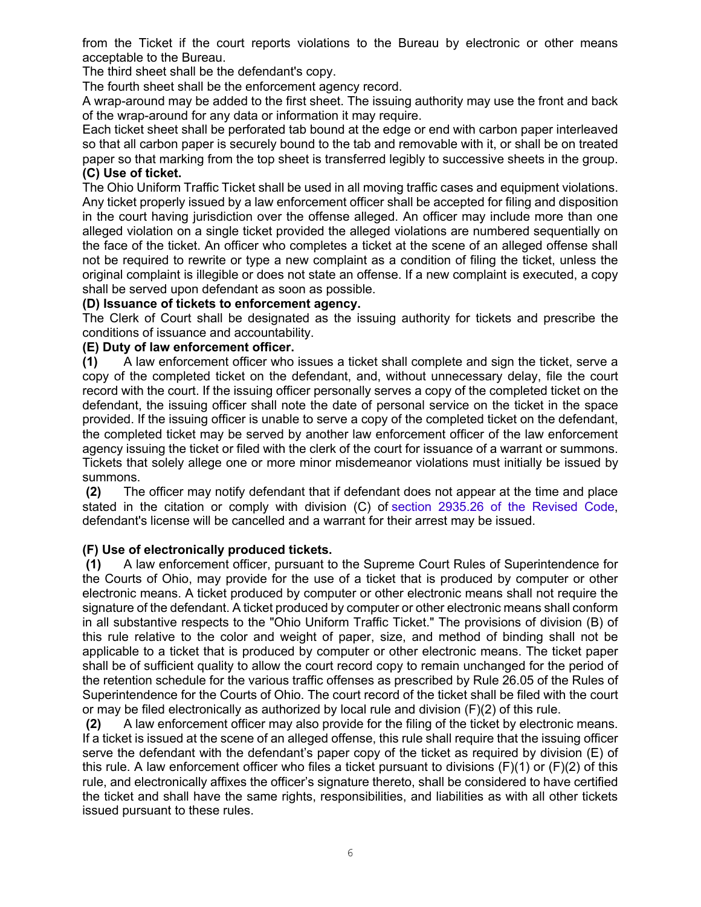from the Ticket if the court reports violations to the Bureau by electronic or other means acceptable to the Bureau.

The third sheet shall be the defendant's copy.

The fourth sheet shall be the enforcement agency record.

A wrap-around may be added to the first sheet. The issuing authority may use the front and back of the wrap-around for any data or information it may require.

Each ticket sheet shall be perforated tab bound at the edge or end with carbon paper interleaved so that all carbon paper is securely bound to the tab and removable with it, or shall be on treated paper so that marking from the top sheet is transferred legibly to successive sheets in the group.

**(C) Use of ticket.**

The Ohio Uniform Traffic Ticket shall be used in all moving traffic cases and equipment violations. Any ticket properly issued by a law enforcement officer shall be accepted for filing and disposition in the court having jurisdiction over the offense alleged. An officer may include more than one alleged violation on a single ticket provided the alleged violations are numbered sequentially on the face of the ticket. An officer who completes a ticket at the scene of an alleged offense shall not be required to rewrite or type a new complaint as a condition of filing the ticket, unless the original complaint is illegible or does not state an offense. If a new complaint is executed, a copy shall be served upon defendant as soon as possible.

**(D) Issuance of tickets to enforcement agency.**

The Clerk of Court shall be designated as the issuing authority for tickets and prescribe the conditions of issuance and accountability.

**(E) Duty of law enforcement officer.**

**(1)** A law enforcement officer who issues a ticket shall complete and sign the ticket, serve a copy of the completed ticket on the defendant, and, without unnecessary delay, file the court record with the court. If the issuing officer personally serves a copy of the completed ticket on the defendant, the issuing officer shall note the date of personal service on the ticket in the space provided. If the issuing officer is unable to serve a copy of the completed ticket on the defendant, the completed ticket may be served by another law enforcement officer of the law enforcement agency issuing the ticket or filed with the clerk of the court for issuance of a warrant or summons. Tickets that solely allege one or more minor misdemeanor violations must initially be issued by summons.

**(2)** The officer may notify defendant that if defendant does not appear at the time and place stated in the citation or comply with division (C) of section 2935.26 of the Revised Code, defendant's license will be cancelled and a warrant for their arrest may be issued.

**(F) Use of electronically produced tickets.**

**(1)** A law enforcement officer, pursuant to the Supreme Court Rules of Superintendence for the Courts of Ohio, may provide for the use of a ticket that is produced by computer or other electronic means. A ticket produced by computer or other electronic means shall not require the signature of the defendant. A ticket produced by computer or other electronic means shall conform in all substantive respects to the "Ohio Uniform Traffic Ticket." The provisions of division (B) of this rule relative to the color and weight of paper, size, and method of binding shall not be applicable to a ticket that is produced by computer or other electronic means. The ticket paper shall be of sufficient quality to allow the court record copy to remain unchanged for the period of the retention schedule for the various traffic offenses as prescribed by Rule 26.05 of the Rules of Superintendence for the Courts of Ohio. The court record of the ticket shall be filed with the court or may be filed electronically as authorized by local rule and division (F)(2) of this rule.

**(2)** A law enforcement officer may also provide for the filing of the ticket by electronic means. If a ticket is issued at the scene of an alleged offense, this rule shall require that the issuing officer serve the defendant with the defendant's paper copy of the ticket as required by division (E) of this rule. A law enforcement officer who files a ticket pursuant to divisions (F)(1) or (F)(2) of this rule, and electronically affixes the officer's signature thereto, shall be considered to have certified the ticket and shall have the same rights, responsibilities, and liabilities as with all other tickets issued pursuant to these rules.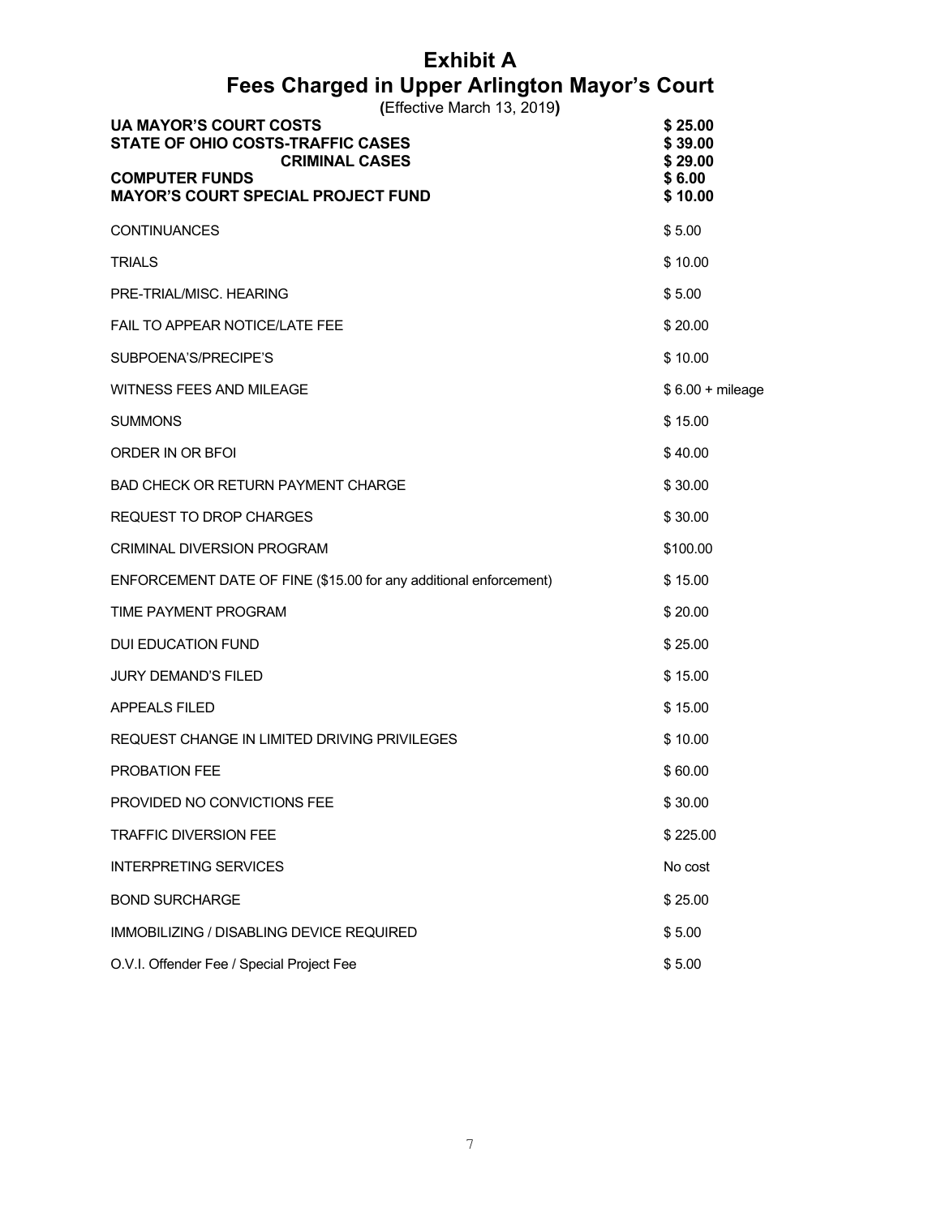# Exhibit A

## Fees Charged in Upper Arlington Mayor's Court

(Effective March 13, 2019)

| | |
|---|---|
| **UA MAYOR'S COURT COSTS** | **$ 25.00** |
| **STATE OF OHIO COSTS-TRAFFIC CASES** | **$ 39.00** |
| **CRIMINAL CASES** | **$ 29.00** |
| **COMPUTER FUNDS** | **$ 6.00** |
| **MAYOR'S COURT SPECIAL PROJECT FUND** | **$ 10.00** |
| CONTINUANCES | $ 5.00 |
| TRIALS | $ 10.00 |
| PRE-TRIAL/MISC. HEARING | $ 5.00 |
| FAIL TO APPEAR NOTICE/LATE FEE | $ 20.00 |
| SUBPOENA'S/PRECIPE'S | $ 10.00 |
| WITNESS FEES AND MILEAGE | $ 6.00 + mileage |
| SUMMONS | $ 15.00 |
| ORDER IN OR BFOI | $ 40.00 |
| BAD CHECK OR RETURN PAYMENT CHARGE | $ 30.00 |
| REQUEST TO DROP CHARGES | $ 30.00 |
| CRIMINAL DIVERSION PROGRAM | $100.00 |
| ENFORCEMENT DATE OF FINE ($15.00 for any additional enforcement) | $ 15.00 |
| TIME PAYMENT PROGRAM | $ 20.00 |
| DUI EDUCATION FUND | $ 25.00 |
| JURY DEMAND'S FILED | $ 15.00 |
| APPEALS FILED | $ 15.00 |
| REQUEST CHANGE IN LIMITED DRIVING PRIVILEGES | $ 10.00 |
| PROBATION FEE | $ 60.00 |
| PROVIDED NO CONVICTIONS FEE | $ 30.00 |
| TRAFFIC DIVERSION FEE | $ 225.00 |
| INTERPRETING SERVICES | No cost |
| BOND SURCHARGE | $ 25.00 |
| IMMOBILIZING / DISABLING DEVICE REQUIRED | $ 5.00 |
| O.V.I. Offender Fee / Special Project Fee | $ 5.00 |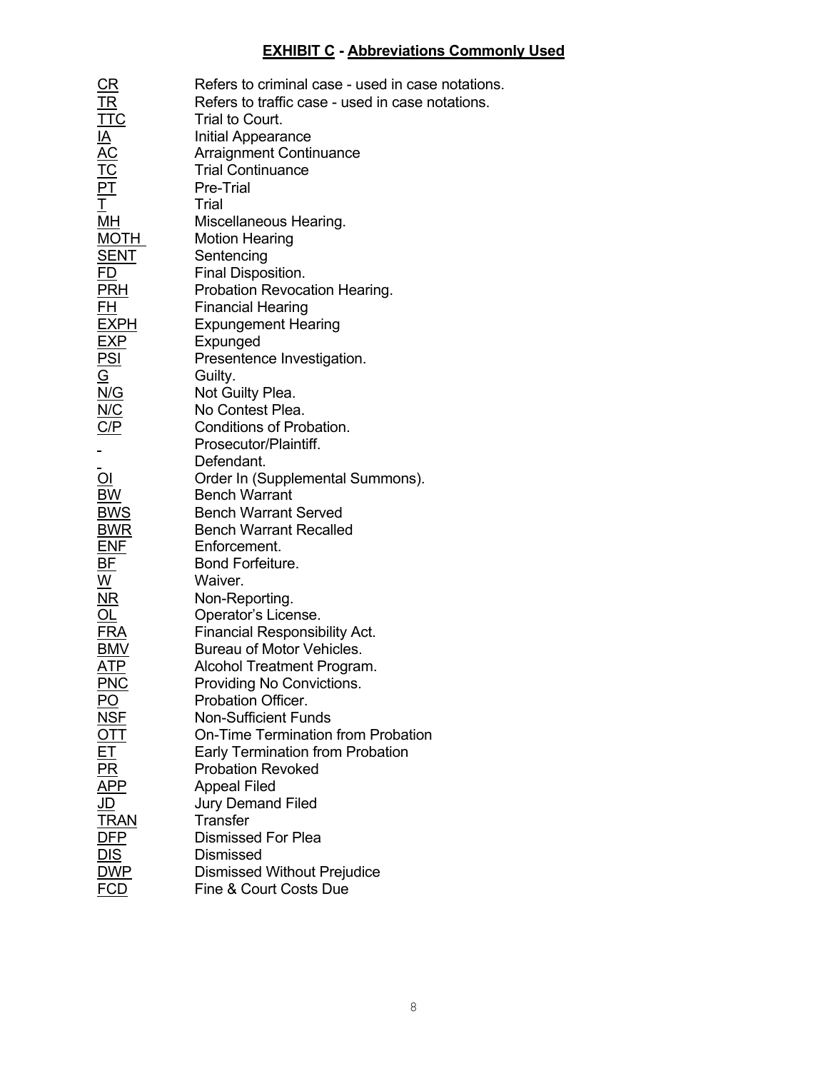# **EXHIBIT C - Abbreviations Commonly Used**

| | |
|---|---|
| CR | Refers to criminal case - used in case notations. |
| TR | Refers to traffic case - used in case notations. |
| TTC | Trial to Court. |
| IA | Initial Appearance |
| AC | Arraignment Continuance |
| TC | Trial Continuance |
| PT | Pre-Trial |
| T | Trial |
| MH | Miscellaneous Hearing. |
| MOTH | Motion Hearing |
| SENT | Sentencing |
| FD | Final Disposition. |
| PRH | Probation Revocation Hearing. |
| FH | Financial Hearing |
| EXPH | Expungement Hearing |
| EXP | Expunged |
| PSI | Presentence Investigation. |
| G | Guilty. |
| N/G | Not Guilty Plea. |
| N/C | No Contest Plea. |
| C/P | Conditions of Probation. |
| | Prosecutor/Plaintiff. |
| | Defendant. |
| OI | Order In (Supplemental Summons). |
| BW | Bench Warrant |
| BWS | Bench Warrant Served |
| BWR | Bench Warrant Recalled |
| ENF | Enforcement. |
| BF | Bond Forfeiture. |
| W | Waiver. |
| NR | Non-Reporting. |
| OL | Operator's License. |
| FRA | Financial Responsibility Act. |
| BMV | Bureau of Motor Vehicles. |
| ATP | Alcohol Treatment Program. |
| PNC | Providing No Convictions. |
| PO | Probation Officer. |
| NSF | Non-Sufficient Funds |
| OTT | On-Time Termination from Probation |
| ET | Early Termination from Probation |
| PR | Probation Revoked |
| APP | Appeal Filed |
| JD | Jury Demand Filed |
| TRAN | Transfer |
| DFP | Dismissed For Plea |
| DIS | Dismissed |
| DWP | Dismissed Without Prejudice |
| FCD | Fine & Court Costs Due |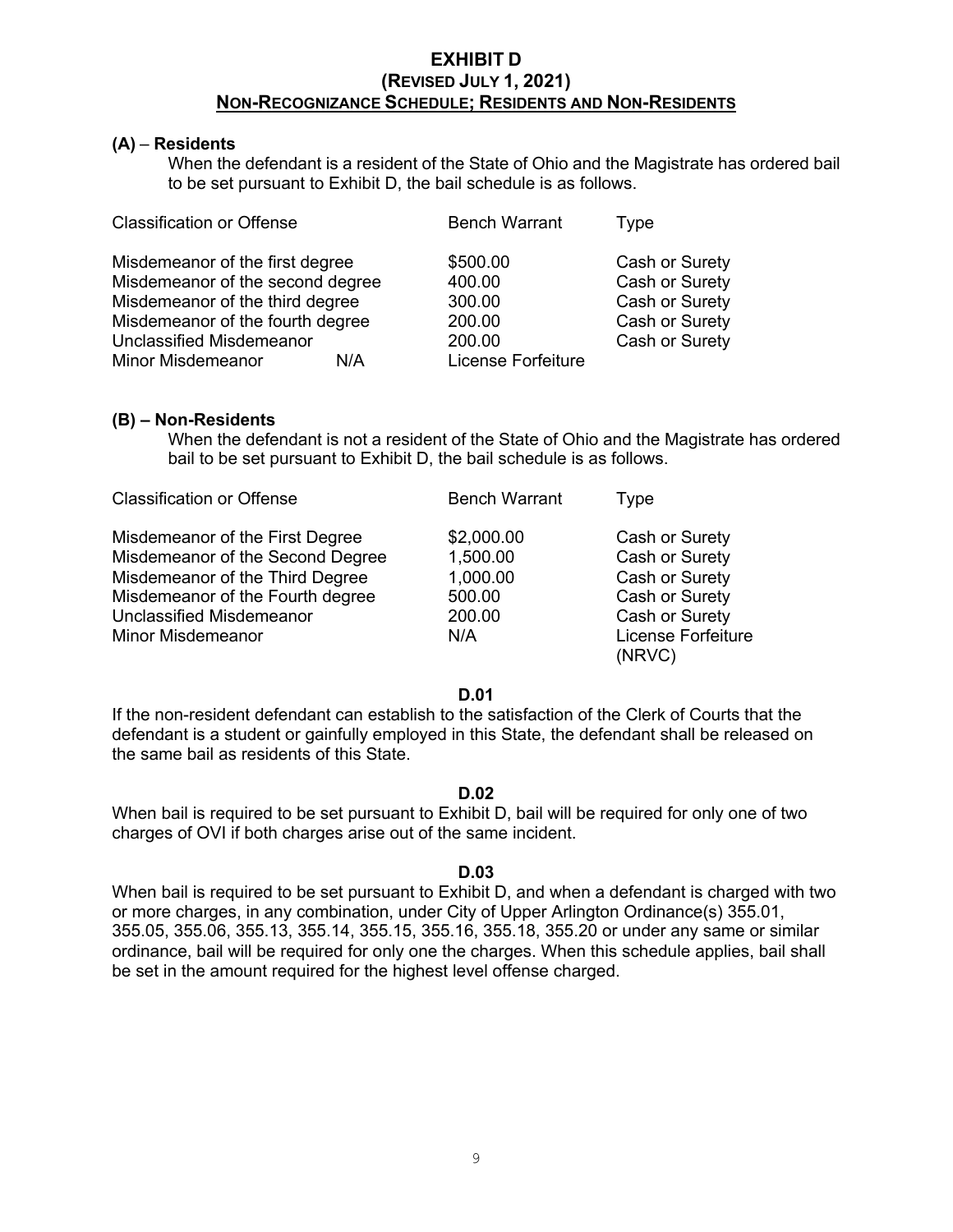# EXHIBIT D
## (REVISED JULY 1, 2021)
## NON-RECOGNIZANCE SCHEDULE; RESIDENTS AND NON-RESIDENTS

**(A) – Residents**

When the defendant is a resident of the State of Ohio and the Magistrate has ordered bail to be set pursuant to Exhibit D, the bail schedule is as follows.

| Classification or Offense | Bench Warrant | Type |
|---|---|---|
| Misdemeanor of the first degree | $500.00 | Cash or Surety |
| Misdemeanor of the second degree | 400.00 | Cash or Surety |
| Misdemeanor of the third degree | 300.00 | Cash or Surety |
| Misdemeanor of the fourth degree | 200.00 | Cash or Surety |
| Unclassified Misdemeanor | 200.00 | Cash or Surety |
| Minor Misdemeanor N/A | License Forfeiture | |

**(B) – Non-Residents**

When the defendant is not a resident of the State of Ohio and the Magistrate has ordered bail to be set pursuant to Exhibit D, the bail schedule is as follows.

| Classification or Offense | Bench Warrant | Type |
|---|---|---|
| Misdemeanor of the First Degree | $2,000.00 | Cash or Surety |
| Misdemeanor of the Second Degree | 1,500.00 | Cash or Surety |
| Misdemeanor of the Third Degree | 1,000.00 | Cash or Surety |
| Misdemeanor of the Fourth degree | 500.00 | Cash or Surety |
| Unclassified Misdemeanor | 200.00 | Cash or Surety |
| Minor Misdemeanor | N/A | License Forfeiture (NRVC) |

**D.01**

If the non-resident defendant can establish to the satisfaction of the Clerk of Courts that the defendant is a student or gainfully employed in this State, the defendant shall be released on the same bail as residents of this State.

**D.02**

When bail is required to be set pursuant to Exhibit D, bail will be required for only one of two charges of OVI if both charges arise out of the same incident.

**D.03**

When bail is required to be set pursuant to Exhibit D, and when a defendant is charged with two or more charges, in any combination, under City of Upper Arlington Ordinance(s) 355.01, 355.05, 355.06, 355.13, 355.14, 355.15, 355.16, 355.18, 355.20 or under any same or similar ordinance, bail will be required for only one the charges. When this schedule applies, bail shall be set in the amount required for the highest level offense charged.